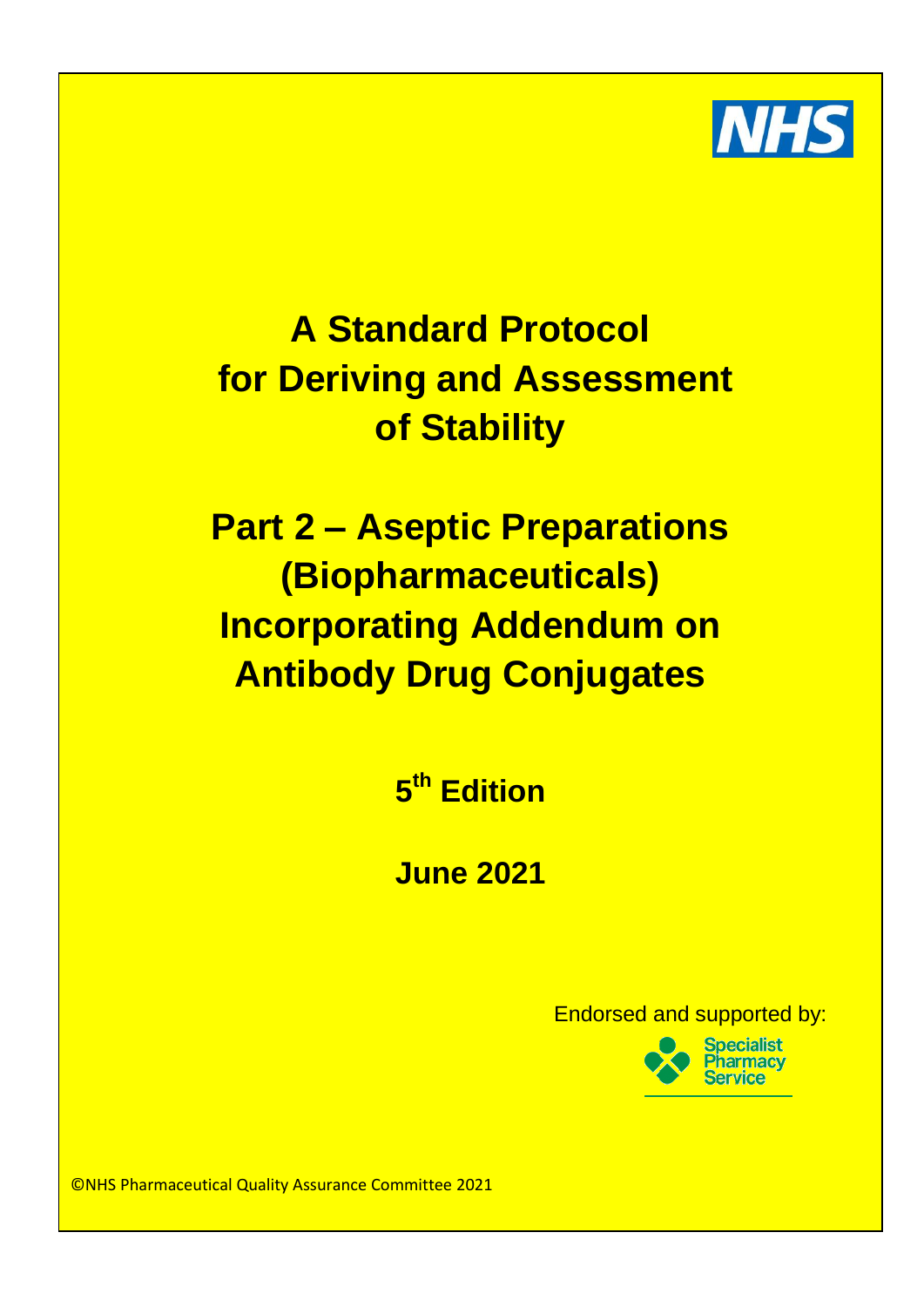NHS

# A Standard Protocol for Deriving and Assessment of Stability

# Part 2 – Aseptic Preparations (Biopharmaceuticals) Incorporating Addendum on Antibody Drug Conjugates

## 5th Edition

## June 2021

Endorsed and supported by:

Specialist Pharmacy Service

©NHS Pharmaceutical Quality Assurance Committee 2021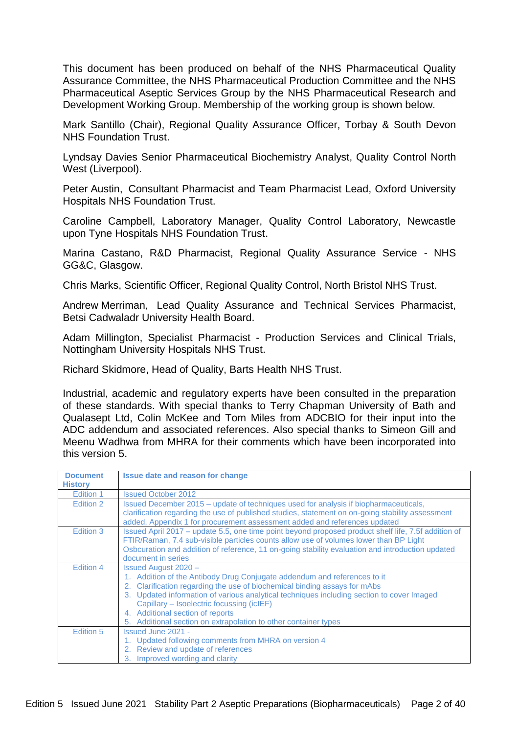This document has been produced on behalf of the NHS Pharmaceutical Quality Assurance Committee, the NHS Pharmaceutical Production Committee and the NHS Pharmaceutical Aseptic Services Group by the NHS Pharmaceutical Research and Development Working Group. Membership of the working group is shown below.

Mark Santillo (Chair), Regional Quality Assurance Officer, Torbay & South Devon NHS Foundation Trust.

Lyndsay Davies Senior Pharmaceutical Biochemistry Analyst, Quality Control North West (Liverpool).

Peter Austin, Consultant Pharmacist and Team Pharmacist Lead, Oxford University Hospitals NHS Foundation Trust.

Caroline Campbell, Laboratory Manager, Quality Control Laboratory, Newcastle upon Tyne Hospitals NHS Foundation Trust.

Marina Castano, R&D Pharmacist, Regional Quality Assurance Service - NHS GG&C, Glasgow.

Chris Marks, Scientific Officer, Regional Quality Control, North Bristol NHS Trust.

Andrew Merriman, Lead Quality Assurance and Technical Services Pharmacist, Betsi Cadwaladr University Health Board.

Adam Millington, Specialist Pharmacist - Production Services and Clinical Trials, Nottingham University Hospitals NHS Trust.

Richard Skidmore, Head of Quality, Barts Health NHS Trust.

Industrial, academic and regulatory experts have been consulted in the preparation of these standards. With special thanks to Terry Chapman University of Bath and Qualasept Ltd, Colin McKee and Tom Miles from ADCBIO for their input into the ADC addendum and associated references. Also special thanks to Simeon Gill and Meenu Wadhwa from MHRA for their comments which have been incorporated into this version 5.

| Document History | Issue date and reason for change |
|---|---|
| Edition 1 | Issued October 2012 |
| Edition 2 | Issued December 2015 – update of techniques used for analysis if biopharmaceuticals, clarification regarding the use of published studies, statement on on-going stability assessment added, Appendix 1 for procurement assessment added and references updated |
| Edition 3 | Issued April 2017 – update 5.5, one time point beyond proposed product shelf life, 7.5f addition of FTIR/Raman, 7.4 sub-visible particles counts allow use of volumes lower than BP Light Osbcuration and addition of reference, 11 on-going stability evaluation and introduction updated document in series |
| Edition 4 | Issued August 2020 –<br>1. Addition of the Antibody Drug Conjugate addendum and references to it<br>2. Clarification regarding the use of biochemical binding assays for mAbs<br>3. Updated information of various analytical techniques including section to cover Imaged Capillary – Isoelectric focussing (icIEF)<br>4. Additional section of reports<br>5. Additional section on extrapolation to other container types |
| Edition 5 | Issued June 2021 -<br>1. Updated following comments from MHRA on version 4<br>2. Review and update of references<br>3. Improved wording and clarity |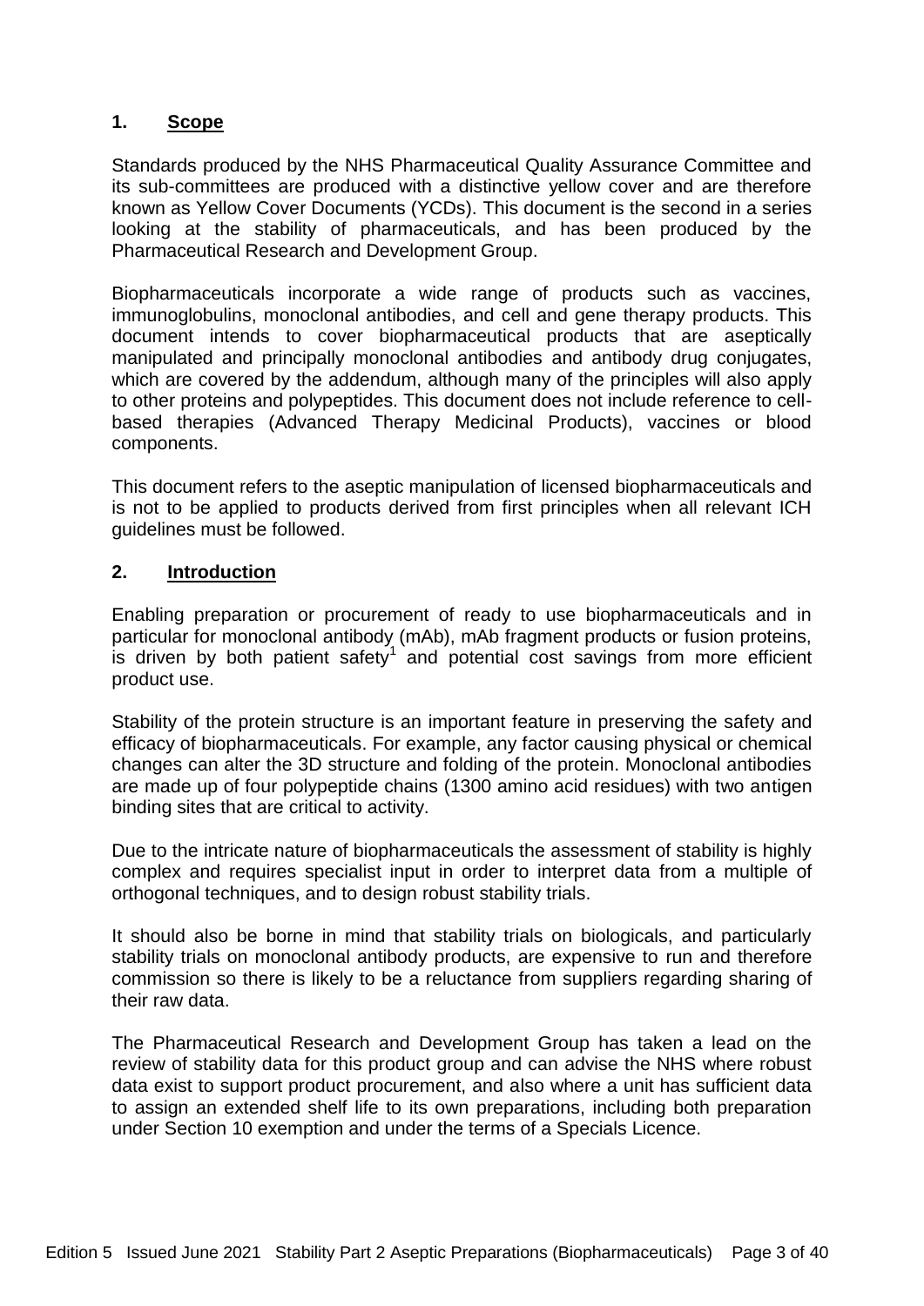## 1. Scope

Standards produced by the NHS Pharmaceutical Quality Assurance Committee and its sub-committees are produced with a distinctive yellow cover and are therefore known as Yellow Cover Documents (YCDs). This document is the second in a series looking at the stability of pharmaceuticals, and has been produced by the Pharmaceutical Research and Development Group.

Biopharmaceuticals incorporate a wide range of products such as vaccines, immunoglobulins, monoclonal antibodies, and cell and gene therapy products. This document intends to cover biopharmaceutical products that are aseptically manipulated and principally monoclonal antibodies and antibody drug conjugates, which are covered by the addendum, although many of the principles will also apply to other proteins and polypeptides. This document does not include reference to cell-based therapies (Advanced Therapy Medicinal Products), vaccines or blood components.

This document refers to the aseptic manipulation of licensed biopharmaceuticals and is not to be applied to products derived from first principles when all relevant ICH guidelines must be followed.

## 2. Introduction

Enabling preparation or procurement of ready to use biopharmaceuticals and in particular for monoclonal antibody (mAb), mAb fragment products or fusion proteins, is driven by both patient safety[1] and potential cost savings from more efficient product use.

Stability of the protein structure is an important feature in preserving the safety and efficacy of biopharmaceuticals. For example, any factor causing physical or chemical changes can alter the 3D structure and folding of the protein. Monoclonal antibodies are made up of four polypeptide chains (1300 amino acid residues) with two antigen binding sites that are critical to activity.

Due to the intricate nature of biopharmaceuticals the assessment of stability is highly complex and requires specialist input in order to interpret data from a multiple of orthogonal techniques, and to design robust stability trials.

It should also be borne in mind that stability trials on biologicals, and particularly stability trials on monoclonal antibody products, are expensive to run and therefore commission so there is likely to be a reluctance from suppliers regarding sharing of their raw data.

The Pharmaceutical Research and Development Group has taken a lead on the review of stability data for this product group and can advise the NHS where robust data exist to support product procurement, and also where a unit has sufficient data to assign an extended shelf life to its own preparations, including both preparation under Section 10 exemption and under the terms of a Specials Licence.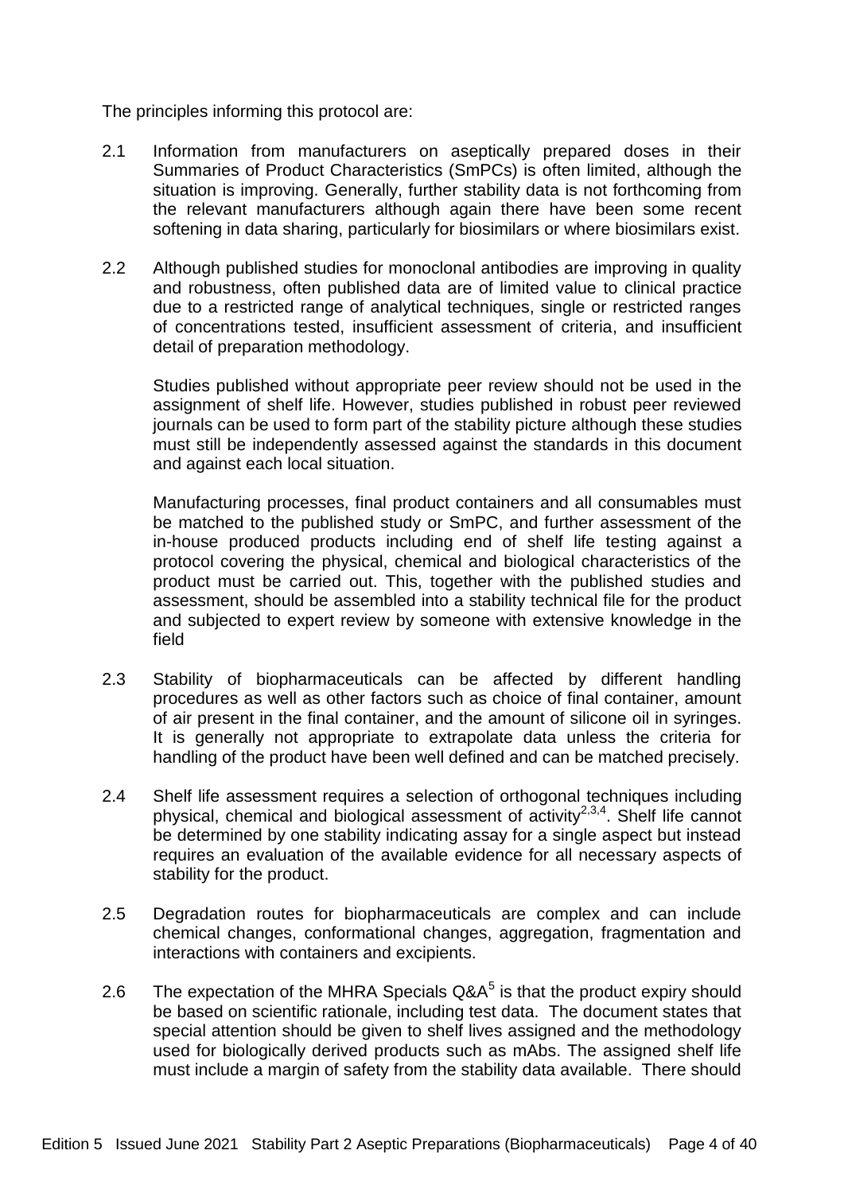The principles informing this protocol are:

2.1 Information from manufacturers on aseptically prepared doses in their Summaries of Product Characteristics (SmPCs) is often limited, although the situation is improving. Generally, further stability data is not forthcoming from the relevant manufacturers although again there have been some recent softening in data sharing, particularly for biosimilars or where biosimilars exist.

2.2 Although published studies for monoclonal antibodies are improving in quality and robustness, often published data are of limited value to clinical practice due to a restricted range of analytical techniques, single or restricted ranges of concentrations tested, insufficient assessment of criteria, and insufficient detail of preparation methodology.

Studies published without appropriate peer review should not be used in the assignment of shelf life. However, studies published in robust peer reviewed journals can be used to form part of the stability picture although these studies must still be independently assessed against the standards in this document and against each local situation.

Manufacturing processes, final product containers and all consumables must be matched to the published study or SmPC, and further assessment of the in-house produced products including end of shelf life testing against a protocol covering the physical, chemical and biological characteristics of the product must be carried out. This, together with the published studies and assessment, should be assembled into a stability technical file for the product and subjected to expert review by someone with extensive knowledge in the field

2.3 Stability of biopharmaceuticals can be affected by different handling procedures as well as other factors such as choice of final container, amount of air present in the final container, and the amount of silicone oil in syringes. It is generally not appropriate to extrapolate data unless the criteria for handling of the product have been well defined and can be matched precisely.

2.4 Shelf life assessment requires a selection of orthogonal techniques including physical, chemical and biological assessment of activity[2,3,4]. Shelf life cannot be determined by one stability indicating assay for a single aspect but instead requires an evaluation of the available evidence for all necessary aspects of stability for the product.

2.5 Degradation routes for biopharmaceuticals are complex and can include chemical changes, conformational changes, aggregation, fragmentation and interactions with containers and excipients.

2.6 The expectation of the MHRA Specials Q&A[5] is that the product expiry should be based on scientific rationale, including test data. The document states that special attention should be given to shelf lives assigned and the methodology used for biologically derived products such as mAbs. The assigned shelf life must include a margin of safety from the stability data available. There should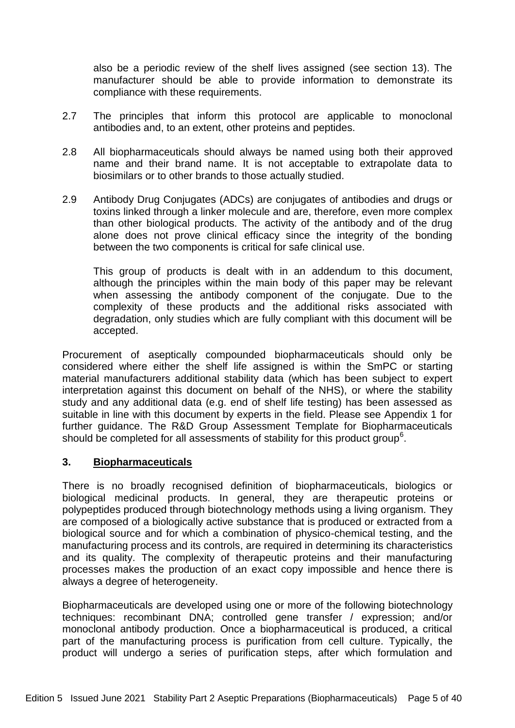also be a periodic review of the shelf lives assigned (see section 13). The manufacturer should be able to provide information to demonstrate its compliance with these requirements.

2.7 The principles that inform this protocol are applicable to monoclonal antibodies and, to an extent, other proteins and peptides.

2.8 All biopharmaceuticals should always be named using both their approved name and their brand name. It is not acceptable to extrapolate data to biosimilars or to other brands to those actually studied.

2.9 Antibody Drug Conjugates (ADCs) are conjugates of antibodies and drugs or toxins linked through a linker molecule and are, therefore, even more complex than other biological products. The activity of the antibody and of the drug alone does not prove clinical efficacy since the integrity of the bonding between the two components is critical for safe clinical use.

This group of products is dealt with in an addendum to this document, although the principles within the main body of this paper may be relevant when assessing the antibody component of the conjugate. Due to the complexity of these products and the additional risks associated with degradation, only studies which are fully compliant with this document will be accepted.

Procurement of aseptically compounded biopharmaceuticals should only be considered where either the shelf life assigned is within the SmPC or starting material manufacturers additional stability data (which has been subject to expert interpretation against this document on behalf of the NHS), or where the stability study and any additional data (e.g. end of shelf life testing) has been assessed as suitable in line with this document by experts in the field. Please see Appendix 1 for further guidance. The R&D Group Assessment Template for Biopharmaceuticals should be completed for all assessments of stability for this product group[6].

## 3. Biopharmaceuticals

There is no broadly recognised definition of biopharmaceuticals, biologics or biological medicinal products. In general, they are therapeutic proteins or polypeptides produced through biotechnology methods using a living organism. They are composed of a biologically active substance that is produced or extracted from a biological source and for which a combination of physico-chemical testing, and the manufacturing process and its controls, are required in determining its characteristics and its quality. The complexity of therapeutic proteins and their manufacturing processes makes the production of an exact copy impossible and hence there is always a degree of heterogeneity.

Biopharmaceuticals are developed using one or more of the following biotechnology techniques: recombinant DNA; controlled gene transfer / expression; and/or monoclonal antibody production. Once a biopharmaceutical is produced, a critical part of the manufacturing process is purification from cell culture. Typically, the product will undergo a series of purification steps, after which formulation and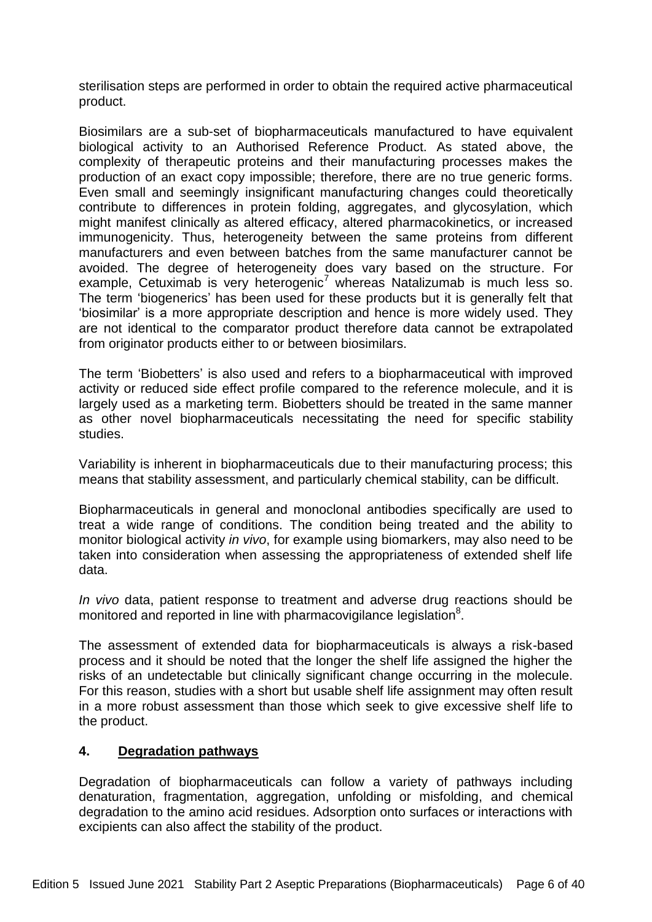sterilisation steps are performed in order to obtain the required active pharmaceutical product.

Biosimilars are a sub-set of biopharmaceuticals manufactured to have equivalent biological activity to an Authorised Reference Product. As stated above, the complexity of therapeutic proteins and their manufacturing processes makes the production of an exact copy impossible; therefore, there are no true generic forms. Even small and seemingly insignificant manufacturing changes could theoretically contribute to differences in protein folding, aggregates, and glycosylation, which might manifest clinically as altered efficacy, altered pharmacokinetics, or increased immunogenicity. Thus, heterogeneity between the same proteins from different manufacturers and even between batches from the same manufacturer cannot be avoided. The degree of heterogeneity does vary based on the structure. For example, Cetuximab is very heterogenic[7] whereas Natalizumab is much less so. The term 'biogenerics' has been used for these products but it is generally felt that 'biosimilar' is a more appropriate description and hence is more widely used. They are not identical to the comparator product therefore data cannot be extrapolated from originator products either to or between biosimilars.

The term 'Biobetters' is also used and refers to a biopharmaceutical with improved activity or reduced side effect profile compared to the reference molecule, and it is largely used as a marketing term. Biobetters should be treated in the same manner as other novel biopharmaceuticals necessitating the need for specific stability studies.

Variability is inherent in biopharmaceuticals due to their manufacturing process; this means that stability assessment, and particularly chemical stability, can be difficult.

Biopharmaceuticals in general and monoclonal antibodies specifically are used to treat a wide range of conditions. The condition being treated and the ability to monitor biological activity *in vivo*, for example using biomarkers, may also need to be taken into consideration when assessing the appropriateness of extended shelf life data.

*In vivo* data, patient response to treatment and adverse drug reactions should be monitored and reported in line with pharmacovigilance legislation[8].

The assessment of extended data for biopharmaceuticals is always a risk-based process and it should be noted that the longer the shelf life assigned the higher the risks of an undetectable but clinically significant change occurring in the molecule. For this reason, studies with a short but usable shelf life assignment may often result in a more robust assessment than those which seek to give excessive shelf life to the product.

## 4. Degradation pathways

Degradation of biopharmaceuticals can follow a variety of pathways including denaturation, fragmentation, aggregation, unfolding or misfolding, and chemical degradation to the amino acid residues. Adsorption onto surfaces or interactions with excipients can also affect the stability of the product.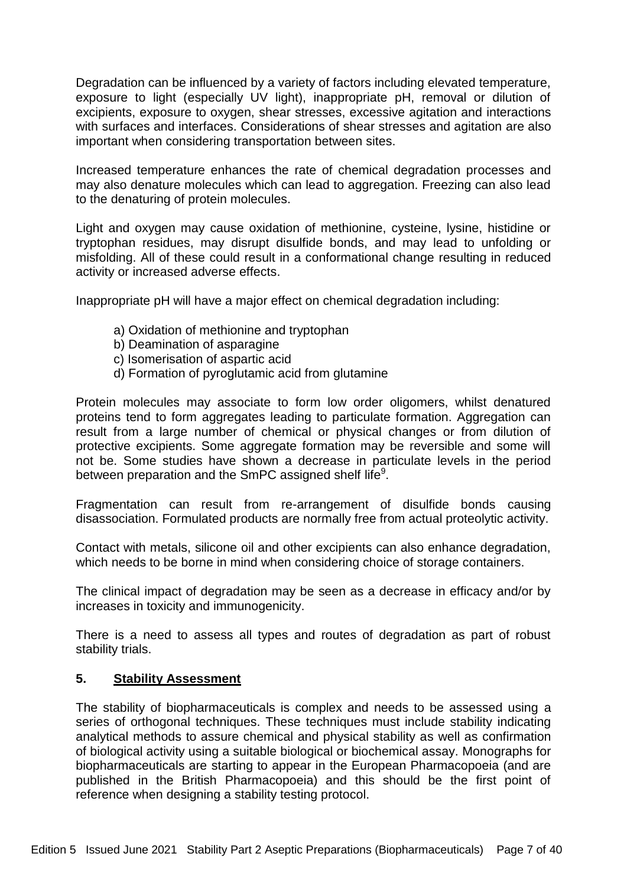Degradation can be influenced by a variety of factors including elevated temperature, exposure to light (especially UV light), inappropriate pH, removal or dilution of excipients, exposure to oxygen, shear stresses, excessive agitation and interactions with surfaces and interfaces. Considerations of shear stresses and agitation are also important when considering transportation between sites.

Increased temperature enhances the rate of chemical degradation processes and may also denature molecules which can lead to aggregation. Freezing can also lead to the denaturing of protein molecules.

Light and oxygen may cause oxidation of methionine, cysteine, lysine, histidine or tryptophan residues, may disrupt disulfide bonds, and may lead to unfolding or misfolding. All of these could result in a conformational change resulting in reduced activity or increased adverse effects.

Inappropriate pH will have a major effect on chemical degradation including:

a) Oxidation of methionine and tryptophan
b) Deamination of asparagine
c) Isomerisation of aspartic acid
d) Formation of pyroglutamic acid from glutamine

Protein molecules may associate to form low order oligomers, whilst denatured proteins tend to form aggregates leading to particulate formation. Aggregation can result from a large number of chemical or physical changes or from dilution of protective excipients. Some aggregate formation may be reversible and some will not be. Some studies have shown a decrease in particulate levels in the period between preparation and the SmPC assigned shelf life[9].

Fragmentation can result from re-arrangement of disulfide bonds causing disassociation. Formulated products are normally free from actual proteolytic activity.

Contact with metals, silicone oil and other excipients can also enhance degradation, which needs to be borne in mind when considering choice of storage containers.

The clinical impact of degradation may be seen as a decrease in efficacy and/or by increases in toxicity and immunogenicity.

There is a need to assess all types and routes of degradation as part of robust stability trials.

## 5. <u>Stability Assessment</u>

The stability of biopharmaceuticals is complex and needs to be assessed using a series of orthogonal techniques. These techniques must include stability indicating analytical methods to assure chemical and physical stability as well as confirmation of biological activity using a suitable biological or biochemical assay. Monographs for biopharmaceuticals are starting to appear in the European Pharmacopoeia (and are published in the British Pharmacopoeia) and this should be the first point of reference when designing a stability testing protocol.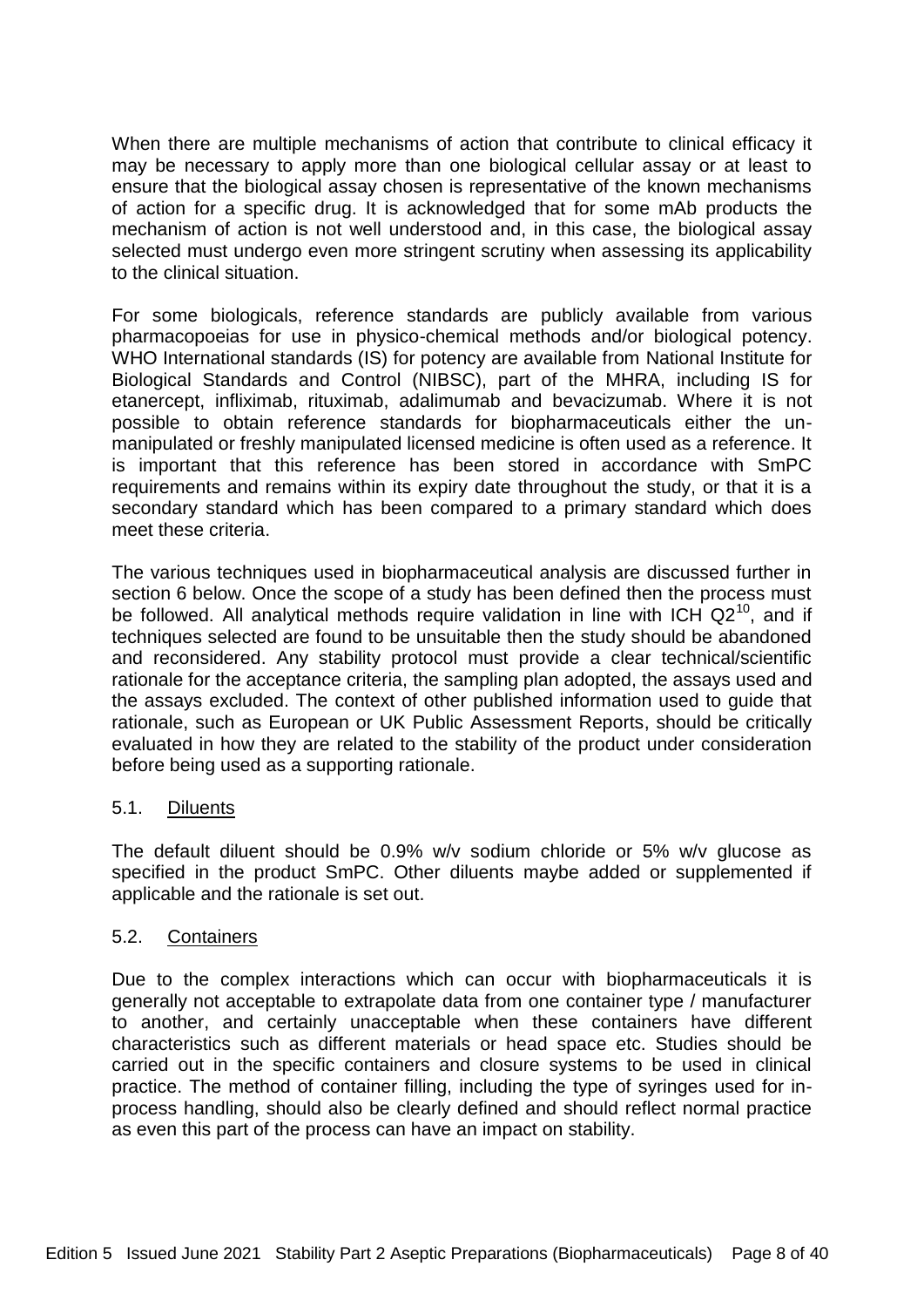When there are multiple mechanisms of action that contribute to clinical efficacy it may be necessary to apply more than one biological cellular assay or at least to ensure that the biological assay chosen is representative of the known mechanisms of action for a specific drug. It is acknowledged that for some mAb products the mechanism of action is not well understood and, in this case, the biological assay selected must undergo even more stringent scrutiny when assessing its applicability to the clinical situation.

For some biologicals, reference standards are publicly available from various pharmacopoeias for use in physico-chemical methods and/or biological potency. WHO International standards (IS) for potency are available from National Institute for Biological Standards and Control (NIBSC), part of the MHRA, including IS for etanercept, infliximab, rituximab, adalimumab and bevacizumab. Where it is not possible to obtain reference standards for biopharmaceuticals either the un-manipulated or freshly manipulated licensed medicine is often used as a reference. It is important that this reference has been stored in accordance with SmPC requirements and remains within its expiry date throughout the study, or that it is a secondary standard which has been compared to a primary standard which does meet these criteria.

The various techniques used in biopharmaceutical analysis are discussed further in section 6 below. Once the scope of a study has been defined then the process must be followed. All analytical methods require validation in line with ICH Q2[10], and if techniques selected are found to be unsuitable then the study should be abandoned and reconsidered. Any stability protocol must provide a clear technical/scientific rationale for the acceptance criteria, the sampling plan adopted, the assays used and the assays excluded. The context of other published information used to guide that rationale, such as European or UK Public Assessment Reports, should be critically evaluated in how they are related to the stability of the product under consideration before being used as a supporting rationale.

### 5.1. Diluents

The default diluent should be 0.9% w/v sodium chloride or 5% w/v glucose as specified in the product SmPC. Other diluents maybe added or supplemented if applicable and the rationale is set out.

### 5.2. Containers

Due to the complex interactions which can occur with biopharmaceuticals it is generally not acceptable to extrapolate data from one container type / manufacturer to another, and certainly unacceptable when these containers have different characteristics such as different materials or head space etc. Studies should be carried out in the specific containers and closure systems to be used in clinical practice. The method of container filling, including the type of syringes used for in-process handling, should also be clearly defined and should reflect normal practice as even this part of the process can have an impact on stability.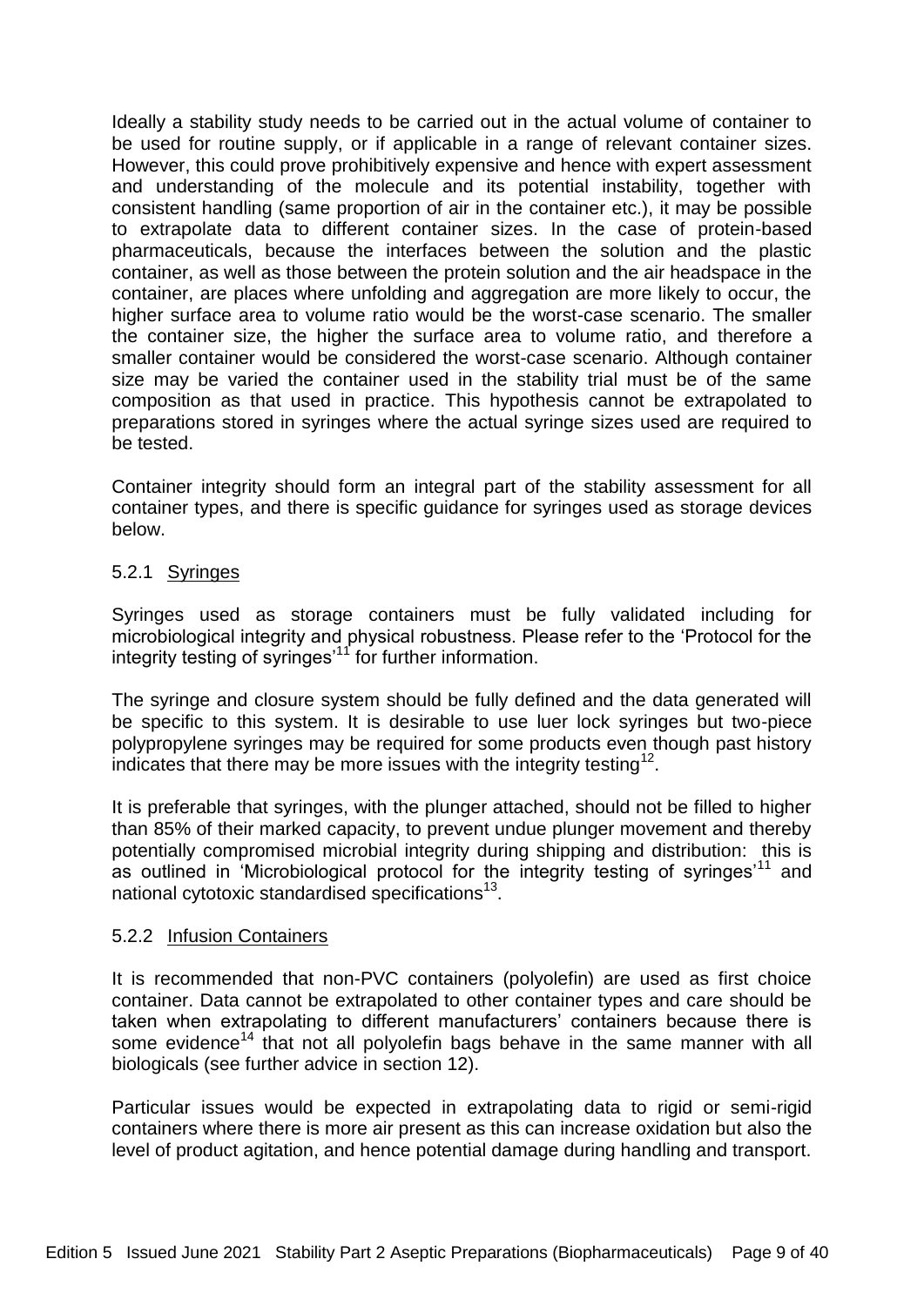Ideally a stability study needs to be carried out in the actual volume of container to be used for routine supply, or if applicable in a range of relevant container sizes. However, this could prove prohibitively expensive and hence with expert assessment and understanding of the molecule and its potential instability, together with consistent handling (same proportion of air in the container etc.), it may be possible to extrapolate data to different container sizes. In the case of protein-based pharmaceuticals, because the interfaces between the solution and the plastic container, as well as those between the protein solution and the air headspace in the container, are places where unfolding and aggregation are more likely to occur, the higher surface area to volume ratio would be the worst-case scenario. The smaller the container size, the higher the surface area to volume ratio, and therefore a smaller container would be considered the worst-case scenario. Although container size may be varied the container used in the stability trial must be of the same composition as that used in practice. This hypothesis cannot be extrapolated to preparations stored in syringes where the actual syringe sizes used are required to be tested.

Container integrity should form an integral part of the stability assessment for all container types, and there is specific guidance for syringes used as storage devices below.

### 5.2.1 Syringes

Syringes used as storage containers must be fully validated including for microbiological integrity and physical robustness. Please refer to the 'Protocol for the integrity testing of syringes'[11] for further information.

The syringe and closure system should be fully defined and the data generated will be specific to this system. It is desirable to use luer lock syringes but two-piece polypropylene syringes may be required for some products even though past history indicates that there may be more issues with the integrity testing[12].

It is preferable that syringes, with the plunger attached, should not be filled to higher than 85% of their marked capacity, to prevent undue plunger movement and thereby potentially compromised microbial integrity during shipping and distribution: this is as outlined in 'Microbiological protocol for the integrity testing of syringes'[11] and national cytotoxic standardised specifications[13].

### 5.2.2 Infusion Containers

It is recommended that non-PVC containers (polyolefin) are used as first choice container. Data cannot be extrapolated to other container types and care should be taken when extrapolating to different manufacturers' containers because there is some evidence[14] that not all polyolefin bags behave in the same manner with all biologicals (see further advice in section 12).

Particular issues would be expected in extrapolating data to rigid or semi-rigid containers where there is more air present as this can increase oxidation but also the level of product agitation, and hence potential damage during handling and transport.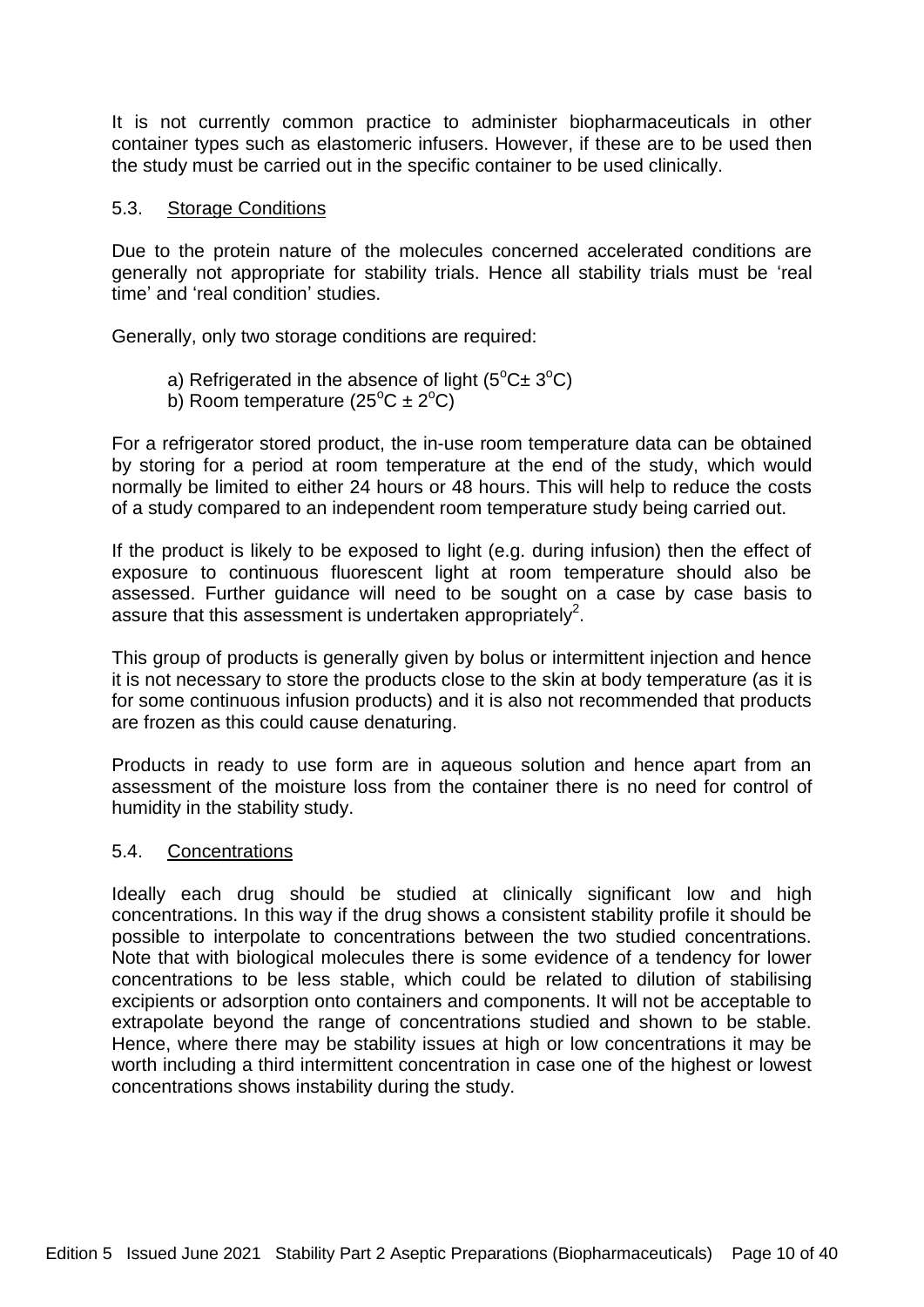It is not currently common practice to administer biopharmaceuticals in other container types such as elastomeric infusers. However, if these are to be used then the study must be carried out in the specific container to be used clinically.

### 5.3. Storage Conditions

Due to the protein nature of the molecules concerned accelerated conditions are generally not appropriate for stability trials. Hence all stability trials must be 'real time' and 'real condition' studies.

Generally, only two storage conditions are required:

a) Refrigerated in the absence of light ($5^oC \pm 3^oC$)
b) Room temperature ($25^oC \pm 2^oC$)

For a refrigerator stored product, the in-use room temperature data can be obtained by storing for a period at room temperature at the end of the study, which would normally be limited to either 24 hours or 48 hours. This will help to reduce the costs of a study compared to an independent room temperature study being carried out.

If the product is likely to be exposed to light (e.g. during infusion) then the effect of exposure to continuous fluorescent light at room temperature should also be assessed. Further guidance will need to be sought on a case by case basis to assure that this assessment is undertaken appropriately[2].

This group of products is generally given by bolus or intermittent injection and hence it is not necessary to store the products close to the skin at body temperature (as it is for some continuous infusion products) and it is also not recommended that products are frozen as this could cause denaturing.

Products in ready to use form are in aqueous solution and hence apart from an assessment of the moisture loss from the container there is no need for control of humidity in the stability study.

### 5.4. Concentrations

Ideally each drug should be studied at clinically significant low and high concentrations. In this way if the drug shows a consistent stability profile it should be possible to interpolate to concentrations between the two studied concentrations. Note that with biological molecules there is some evidence of a tendency for lower concentrations to be less stable, which could be related to dilution of stabilising excipients or adsorption onto containers and components. It will not be acceptable to extrapolate beyond the range of concentrations studied and shown to be stable. Hence, where there may be stability issues at high or low concentrations it may be worth including a third intermittent concentration in case one of the highest or lowest concentrations shows instability during the study.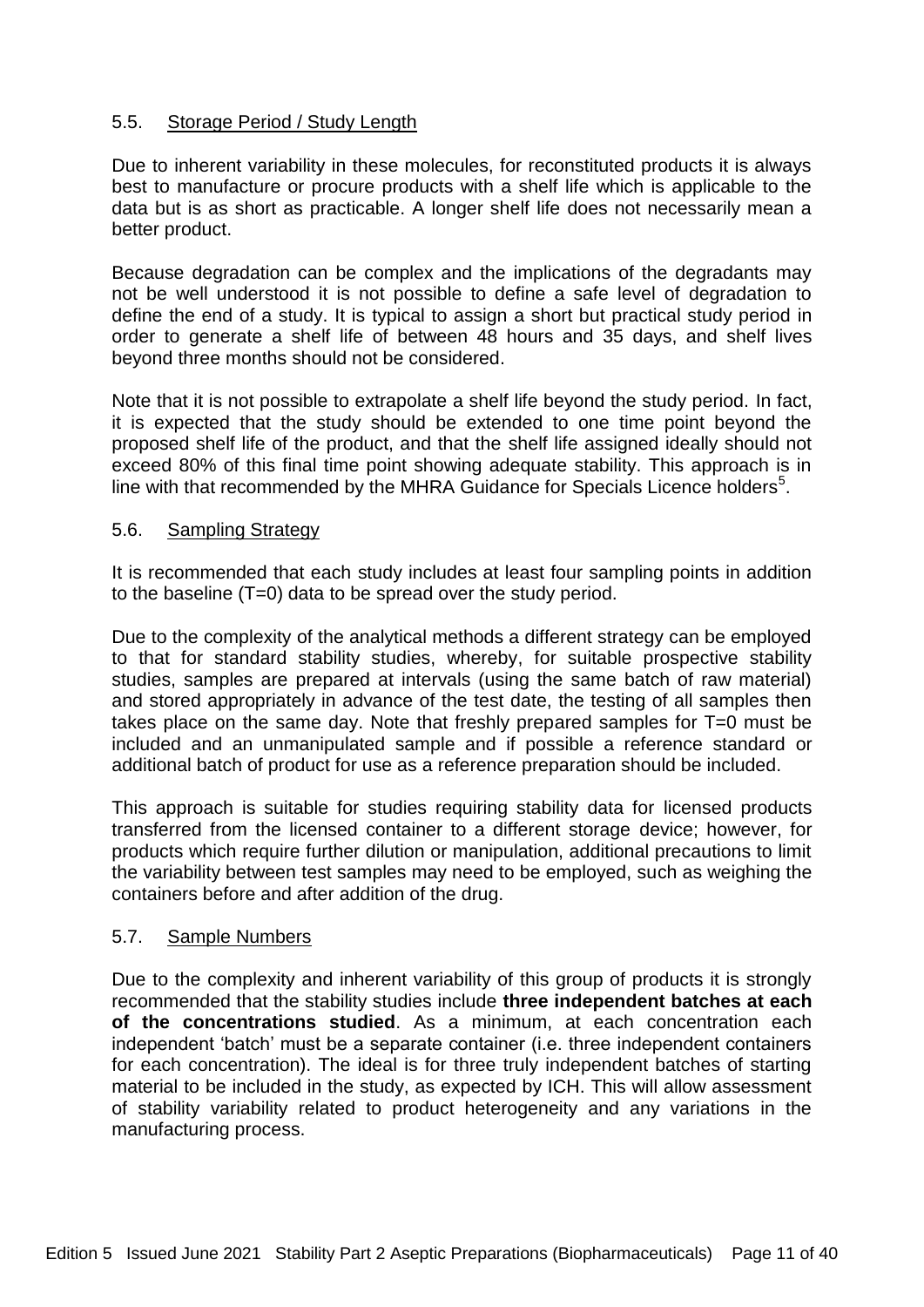### 5.5. Storage Period / Study Length

Due to inherent variability in these molecules, for reconstituted products it is always best to manufacture or procure products with a shelf life which is applicable to the data but is as short as practicable. A longer shelf life does not necessarily mean a better product.

Because degradation can be complex and the implications of the degradants may not be well understood it is not possible to define a safe level of degradation to define the end of a study. It is typical to assign a short but practical study period in order to generate a shelf life of between 48 hours and 35 days, and shelf lives beyond three months should not be considered.

Note that it is not possible to extrapolate a shelf life beyond the study period. In fact, it is expected that the study should be extended to one time point beyond the proposed shelf life of the product, and that the shelf life assigned ideally should not exceed 80% of this final time point showing adequate stability. This approach is in line with that recommended by the MHRA Guidance for Specials Licence holders[5].

### 5.6. Sampling Strategy

It is recommended that each study includes at least four sampling points in addition to the baseline (T=0) data to be spread over the study period.

Due to the complexity of the analytical methods a different strategy can be employed to that for standard stability studies, whereby, for suitable prospective stability studies, samples are prepared at intervals (using the same batch of raw material) and stored appropriately in advance of the test date, the testing of all samples then takes place on the same day. Note that freshly prepared samples for T=0 must be included and an unmanipulated sample and if possible a reference standard or additional batch of product for use as a reference preparation should be included.

This approach is suitable for studies requiring stability data for licensed products transferred from the licensed container to a different storage device; however, for products which require further dilution or manipulation, additional precautions to limit the variability between test samples may need to be employed, such as weighing the containers before and after addition of the drug.

### 5.7. Sample Numbers

Due to the complexity and inherent variability of this group of products it is strongly recommended that the stability studies include **three independent batches at each of the concentrations studied**. As a minimum, at each concentration each independent 'batch' must be a separate container (i.e. three independent containers for each concentration). The ideal is for three truly independent batches of starting material to be included in the study, as expected by ICH. This will allow assessment of stability variability related to product heterogeneity and any variations in the manufacturing process.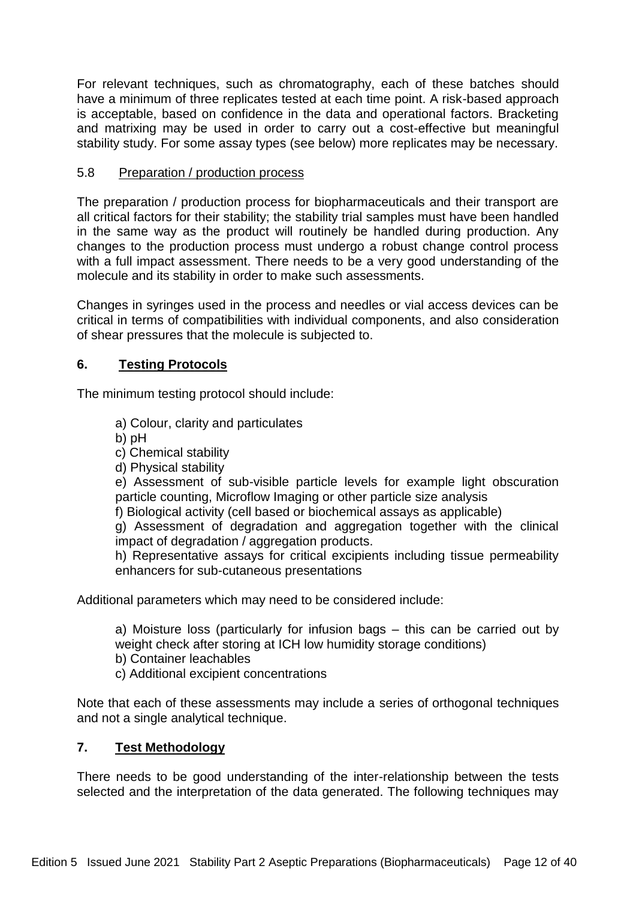For relevant techniques, such as chromatography, each of these batches should have a minimum of three replicates tested at each time point. A risk-based approach is acceptable, based on confidence in the data and operational factors. Bracketing and matrixing may be used in order to carry out a cost-effective but meaningful stability study. For some assay types (see below) more replicates may be necessary.

### 5.8 Preparation / production process

The preparation / production process for biopharmaceuticals and their transport are all critical factors for their stability; the stability trial samples must have been handled in the same way as the product will routinely be handled during production. Any changes to the production process must undergo a robust change control process with a full impact assessment. There needs to be a very good understanding of the molecule and its stability in order to make such assessments.

Changes in syringes used in the process and needles or vial access devices can be critical in terms of compatibilities with individual components, and also consideration of shear pressures that the molecule is subjected to.

## 6. Testing Protocols

The minimum testing protocol should include:

a) Colour, clarity and particulates
b) pH
c) Chemical stability
d) Physical stability
e) Assessment of sub-visible particle levels for example light obscuration particle counting, Microflow Imaging or other particle size analysis
f) Biological activity (cell based or biochemical assays as applicable)
g) Assessment of degradation and aggregation together with the clinical impact of degradation / aggregation products.
h) Representative assays for critical excipients including tissue permeability enhancers for sub-cutaneous presentations

Additional parameters which may need to be considered include:

a) Moisture loss (particularly for infusion bags – this can be carried out by weight check after storing at ICH low humidity storage conditions)
b) Container leachables
c) Additional excipient concentrations

Note that each of these assessments may include a series of orthogonal techniques and not a single analytical technique.

## 7. Test Methodology

There needs to be good understanding of the inter-relationship between the tests selected and the interpretation of the data generated. The following techniques may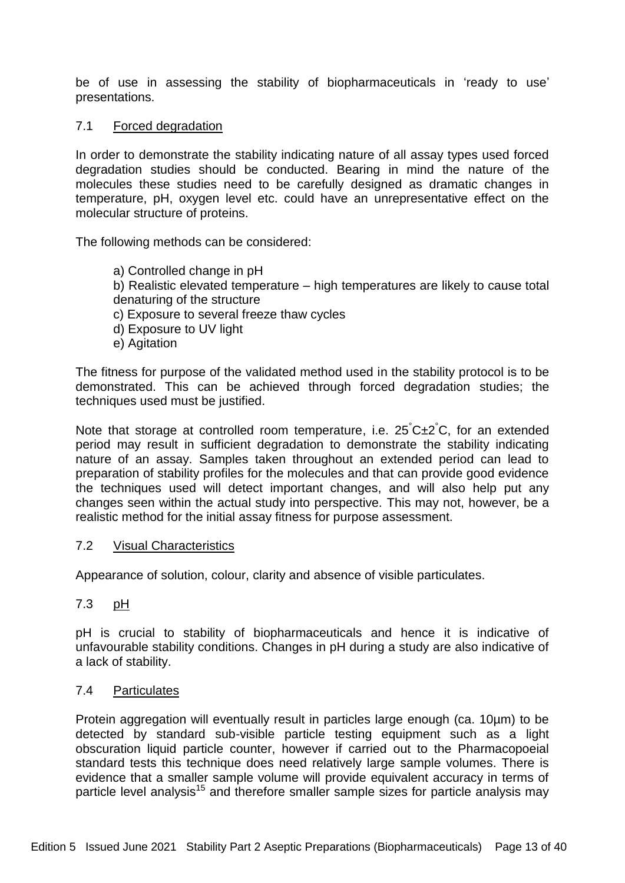be of use in assessing the stability of biopharmaceuticals in 'ready to use' presentations.

## 7.1 Forced degradation

In order to demonstrate the stability indicating nature of all assay types used forced degradation studies should be conducted. Bearing in mind the nature of the molecules these studies need to be carefully designed as dramatic changes in temperature, pH, oxygen level etc. could have an unrepresentative effect on the molecular structure of proteins.

The following methods can be considered:

a) Controlled change in pH
b) Realistic elevated temperature – high temperatures are likely to cause total denaturing of the structure
c) Exposure to several freeze thaw cycles
d) Exposure to UV light
e) Agitation

The fitness for purpose of the validated method used in the stability protocol is to be demonstrated. This can be achieved through forced degradation studies; the techniques used must be justified.

Note that storage at controlled room temperature, i.e. 25°C±2°C, for an extended period may result in sufficient degradation to demonstrate the stability indicating nature of an assay. Samples taken throughout an extended period can lead to preparation of stability profiles for the molecules and that can provide good evidence the techniques used will detect important changes, and will also help put any changes seen within the actual study into perspective. This may not, however, be a realistic method for the initial assay fitness for purpose assessment.

## 7.2 Visual Characteristics

Appearance of solution, colour, clarity and absence of visible particulates.

## 7.3 pH

pH is crucial to stability of biopharmaceuticals and hence it is indicative of unfavourable stability conditions. Changes in pH during a study are also indicative of a lack of stability.

## 7.4 Particulates

Protein aggregation will eventually result in particles large enough (ca. 10µm) to be detected by standard sub-visible particle testing equipment such as a light obscuration liquid particle counter, however if carried out to the Pharmacopoeial standard tests this technique does need relatively large sample volumes. There is evidence that a smaller sample volume will provide equivalent accuracy in terms of particle level analysis[15] and therefore smaller sample sizes for particle analysis may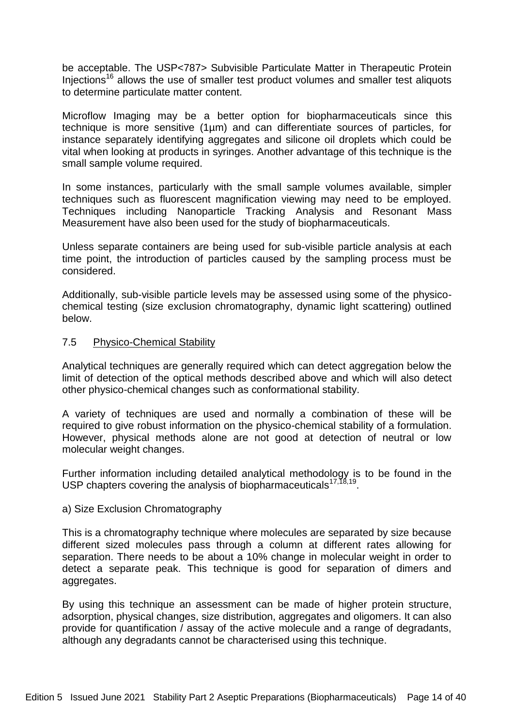be acceptable. The USP<787> Subvisible Particulate Matter in Therapeutic Protein Injections[16] allows the use of smaller test product volumes and smaller test aliquots to determine particulate matter content.

Microflow Imaging may be a better option for biopharmaceuticals since this technique is more sensitive (1µm) and can differentiate sources of particles, for instance separately identifying aggregates and silicone oil droplets which could be vital when looking at products in syringes. Another advantage of this technique is the small sample volume required.

In some instances, particularly with the small sample volumes available, simpler techniques such as fluorescent magnification viewing may need to be employed. Techniques including Nanoparticle Tracking Analysis and Resonant Mass Measurement have also been used for the study of biopharmaceuticals.

Unless separate containers are being used for sub-visible particle analysis at each time point, the introduction of particles caused by the sampling process must be considered.

Additionally, sub-visible particle levels may be assessed using some of the physico-chemical testing (size exclusion chromatography, dynamic light scattering) outlined below.

## 7.5 Physico-Chemical Stability

Analytical techniques are generally required which can detect aggregation below the limit of detection of the optical methods described above and which will also detect other physico-chemical changes such as conformational stability.

A variety of techniques are used and normally a combination of these will be required to give robust information on the physico-chemical stability of a formulation. However, physical methods alone are not good at detection of neutral or low molecular weight changes.

Further information including detailed analytical methodology is to be found in the USP chapters covering the analysis of biopharmaceuticals[17,18,19].

a) Size Exclusion Chromatography

This is a chromatography technique where molecules are separated by size because different sized molecules pass through a column at different rates allowing for separation. There needs to be about a 10% change in molecular weight in order to detect a separate peak. This technique is good for separation of dimers and aggregates.

By using this technique an assessment can be made of higher protein structure, adsorption, physical changes, size distribution, aggregates and oligomers. It can also provide for quantification / assay of the active molecule and a range of degradants, although any degradants cannot be characterised using this technique.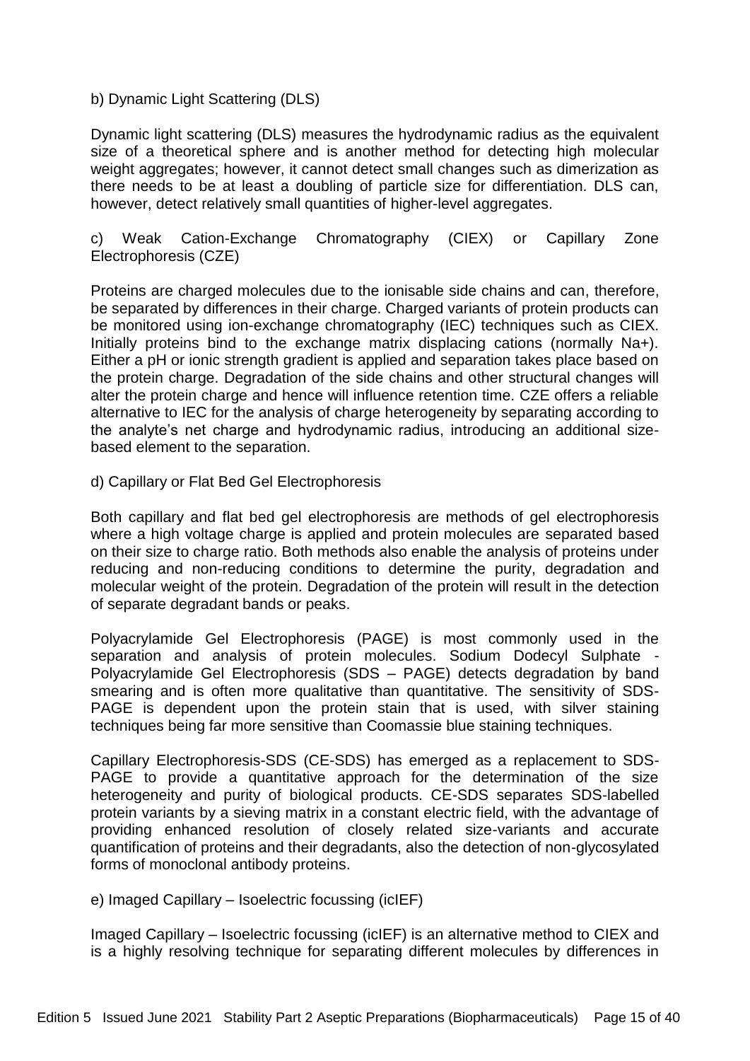b) Dynamic Light Scattering (DLS)

Dynamic light scattering (DLS) measures the hydrodynamic radius as the equivalent size of a theoretical sphere and is another method for detecting high molecular weight aggregates; however, it cannot detect small changes such as dimerization as there needs to be at least a doubling of particle size for differentiation. DLS can, however, detect relatively small quantities of higher-level aggregates.

c) Weak Cation-Exchange Chromatography (CIEX) or Capillary Zone Electrophoresis (CZE)

Proteins are charged molecules due to the ionisable side chains and can, therefore, be separated by differences in their charge. Charged variants of protein products can be monitored using ion-exchange chromatography (IEC) techniques such as CIEX. Initially proteins bind to the exchange matrix displacing cations (normally $Na^+$). Either a pH or ionic strength gradient is applied and separation takes place based on the protein charge. Degradation of the side chains and other structural changes will alter the protein charge and hence will influence retention time. CZE offers a reliable alternative to IEC for the analysis of charge heterogeneity by separating according to the analyte's net charge and hydrodynamic radius, introducing an additional size-based element to the separation.

d) Capillary or Flat Bed Gel Electrophoresis

Both capillary and flat bed gel electrophoresis are methods of gel electrophoresis where a high voltage charge is applied and protein molecules are separated based on their size to charge ratio. Both methods also enable the analysis of proteins under reducing and non-reducing conditions to determine the purity, degradation and molecular weight of the protein. Degradation of the protein will result in the detection of separate degradant bands or peaks.

Polyacrylamide Gel Electrophoresis (PAGE) is most commonly used in the separation and analysis of protein molecules. Sodium Dodecyl Sulphate - Polyacrylamide Gel Electrophoresis (SDS – PAGE) detects degradation by band smearing and is often more qualitative than quantitative. The sensitivity of SDS-PAGE is dependent upon the protein stain that is used, with silver staining techniques being far more sensitive than Coomassie blue staining techniques.

Capillary Electrophoresis-SDS (CE-SDS) has emerged as a replacement to SDS-PAGE to provide a quantitative approach for the determination of the size heterogeneity and purity of biological products. CE-SDS separates SDS-labelled protein variants by a sieving matrix in a constant electric field, with the advantage of providing enhanced resolution of closely related size-variants and accurate quantification of proteins and their degradants, also the detection of non-glycosylated forms of monoclonal antibody proteins.

e) Imaged Capillary – Isoelectric focussing (icIEF)

Imaged Capillary – Isoelectric focussing (icIEF) is an alternative method to CIEX and is a highly resolving technique for separating different molecules by differences in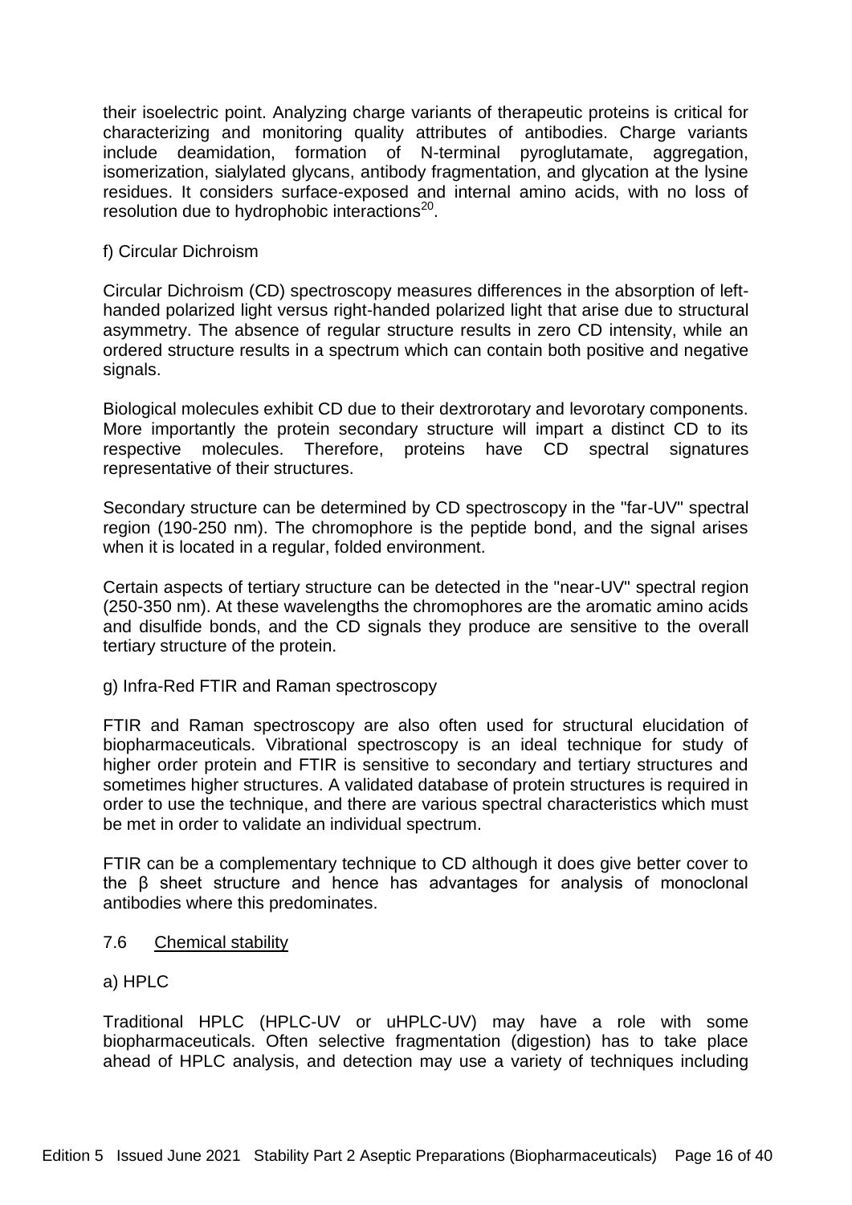their isoelectric point. Analyzing charge variants of therapeutic proteins is critical for characterizing and monitoring quality attributes of antibodies. Charge variants include deamidation, formation of N-terminal pyroglutamate, aggregation, isomerization, sialylated glycans, antibody fragmentation, and glycation at the lysine residues. It considers surface-exposed and internal amino acids, with no loss of resolution due to hydrophobic interactions[20].

f) Circular Dichroism

Circular Dichroism (CD) spectroscopy measures differences in the absorption of left-handed polarized light versus right-handed polarized light that arise due to structural asymmetry. The absence of regular structure results in zero CD intensity, while an ordered structure results in a spectrum which can contain both positive and negative signals.

Biological molecules exhibit CD due to their dextrorotary and levorotary components. More importantly the protein secondary structure will impart a distinct CD to its respective molecules. Therefore, proteins have CD spectral signatures representative of their structures.

Secondary structure can be determined by CD spectroscopy in the "far-UV" spectral region (190-250 nm). The chromophore is the peptide bond, and the signal arises when it is located in a regular, folded environment.

Certain aspects of tertiary structure can be detected in the "near-UV" spectral region (250-350 nm). At these wavelengths the chromophores are the aromatic amino acids and disulfide bonds, and the CD signals they produce are sensitive to the overall tertiary structure of the protein.

g) Infra-Red FTIR and Raman spectroscopy

FTIR and Raman spectroscopy are also often used for structural elucidation of biopharmaceuticals. Vibrational spectroscopy is an ideal technique for study of higher order protein and FTIR is sensitive to secondary and tertiary structures and sometimes higher structures. A validated database of protein structures is required in order to use the technique, and there are various spectral characteristics which must be met in order to validate an individual spectrum.

FTIR can be a complementary technique to CD although it does give better cover to the β sheet structure and hence has advantages for analysis of monoclonal antibodies where this predominates.

## 7.6 Chemical stability

a) HPLC

Traditional HPLC (HPLC-UV or uHPLC-UV) may have a role with some biopharmaceuticals. Often selective fragmentation (digestion) has to take place ahead of HPLC analysis, and detection may use a variety of techniques including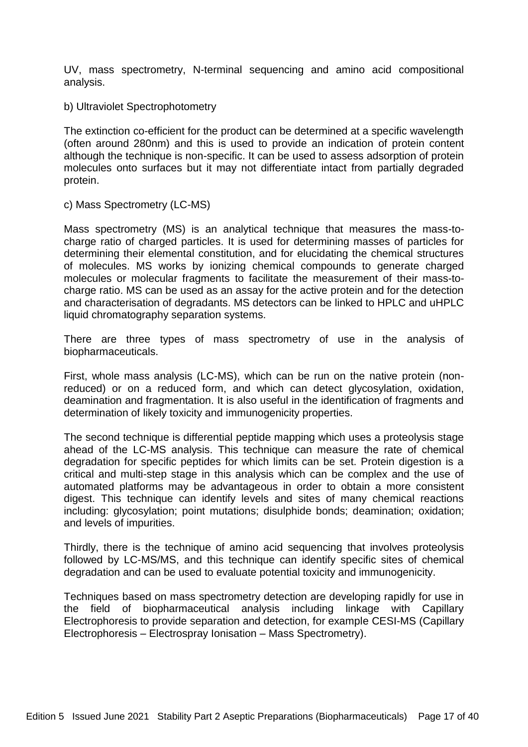UV, mass spectrometry, N-terminal sequencing and amino acid compositional analysis.

b) Ultraviolet Spectrophotometry

The extinction co-efficient for the product can be determined at a specific wavelength (often around 280nm) and this is used to provide an indication of protein content although the technique is non-specific. It can be used to assess adsorption of protein molecules onto surfaces but it may not differentiate intact from partially degraded protein.

c) Mass Spectrometry (LC-MS)

Mass spectrometry (MS) is an analytical technique that measures the mass-to-charge ratio of charged particles. It is used for determining masses of particles for determining their elemental constitution, and for elucidating the chemical structures of molecules. MS works by ionizing chemical compounds to generate charged molecules or molecular fragments to facilitate the measurement of their mass-to-charge ratio. MS can be used as an assay for the active protein and for the detection and characterisation of degradants. MS detectors can be linked to HPLC and uHPLC liquid chromatography separation systems.

There are three types of mass spectrometry of use in the analysis of biopharmaceuticals.

First, whole mass analysis (LC-MS), which can be run on the native protein (non-reduced) or on a reduced form, and which can detect glycosylation, oxidation, deamination and fragmentation. It is also useful in the identification of fragments and determination of likely toxicity and immunogenicity properties.

The second technique is differential peptide mapping which uses a proteolysis stage ahead of the LC-MS analysis. This technique can measure the rate of chemical degradation for specific peptides for which limits can be set. Protein digestion is a critical and multi-step stage in this analysis which can be complex and the use of automated platforms may be advantageous in order to obtain a more consistent digest. This technique can identify levels and sites of many chemical reactions including: glycosylation; point mutations; disulphide bonds; deamination; oxidation; and levels of impurities.

Thirdly, there is the technique of amino acid sequencing that involves proteolysis followed by LC-MS/MS, and this technique can identify specific sites of chemical degradation and can be used to evaluate potential toxicity and immunogenicity.

Techniques based on mass spectrometry detection are developing rapidly for use in the field of biopharmaceutical analysis including linkage with Capillary Electrophoresis to provide separation and detection, for example CESI-MS (Capillary Electrophoresis – Electrospray Ionisation – Mass Spectrometry).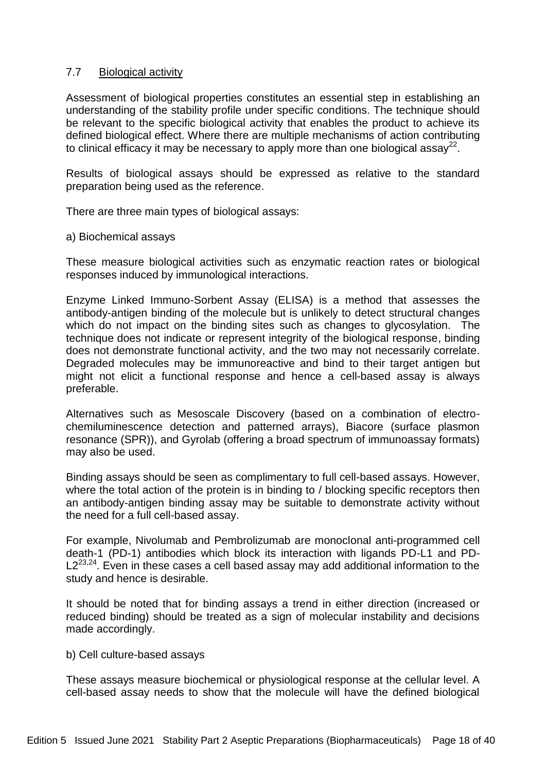## 7.7 Biological activity

Assessment of biological properties constitutes an essential step in establishing an understanding of the stability profile under specific conditions. The technique should be relevant to the specific biological activity that enables the product to achieve its defined biological effect. Where there are multiple mechanisms of action contributing to clinical efficacy it may be necessary to apply more than one biological assay[22].

Results of biological assays should be expressed as relative to the standard preparation being used as the reference.

There are three main types of biological assays:

a) Biochemical assays

These measure biological activities such as enzymatic reaction rates or biological responses induced by immunological interactions.

Enzyme Linked Immuno-Sorbent Assay (ELISA) is a method that assesses the antibody-antigen binding of the molecule but is unlikely to detect structural changes which do not impact on the binding sites such as changes to glycosylation. The technique does not indicate or represent integrity of the biological response, binding does not demonstrate functional activity, and the two may not necessarily correlate. Degraded molecules may be immunoreactive and bind to their target antigen but might not elicit a functional response and hence a cell-based assay is always preferable.

Alternatives such as Mesoscale Discovery (based on a combination of electro-chemiluminescence detection and patterned arrays), Biacore (surface plasmon resonance (SPR)), and Gyrolab (offering a broad spectrum of immunoassay formats) may also be used.

Binding assays should be seen as complimentary to full cell-based assays. However, where the total action of the protein is in binding to / blocking specific receptors then an antibody-antigen binding assay may be suitable to demonstrate activity without the need for a full cell-based assay.

For example, Nivolumab and Pembrolizumab are monoclonal anti-programmed cell death-1 (PD-1) antibodies which block its interaction with ligands PD-L1 and PD-L2[23,24]. Even in these cases a cell based assay may add additional information to the study and hence is desirable.

It should be noted that for binding assays a trend in either direction (increased or reduced binding) should be treated as a sign of molecular instability and decisions made accordingly.

b) Cell culture-based assays

These assays measure biochemical or physiological response at the cellular level. A cell-based assay needs to show that the molecule will have the defined biological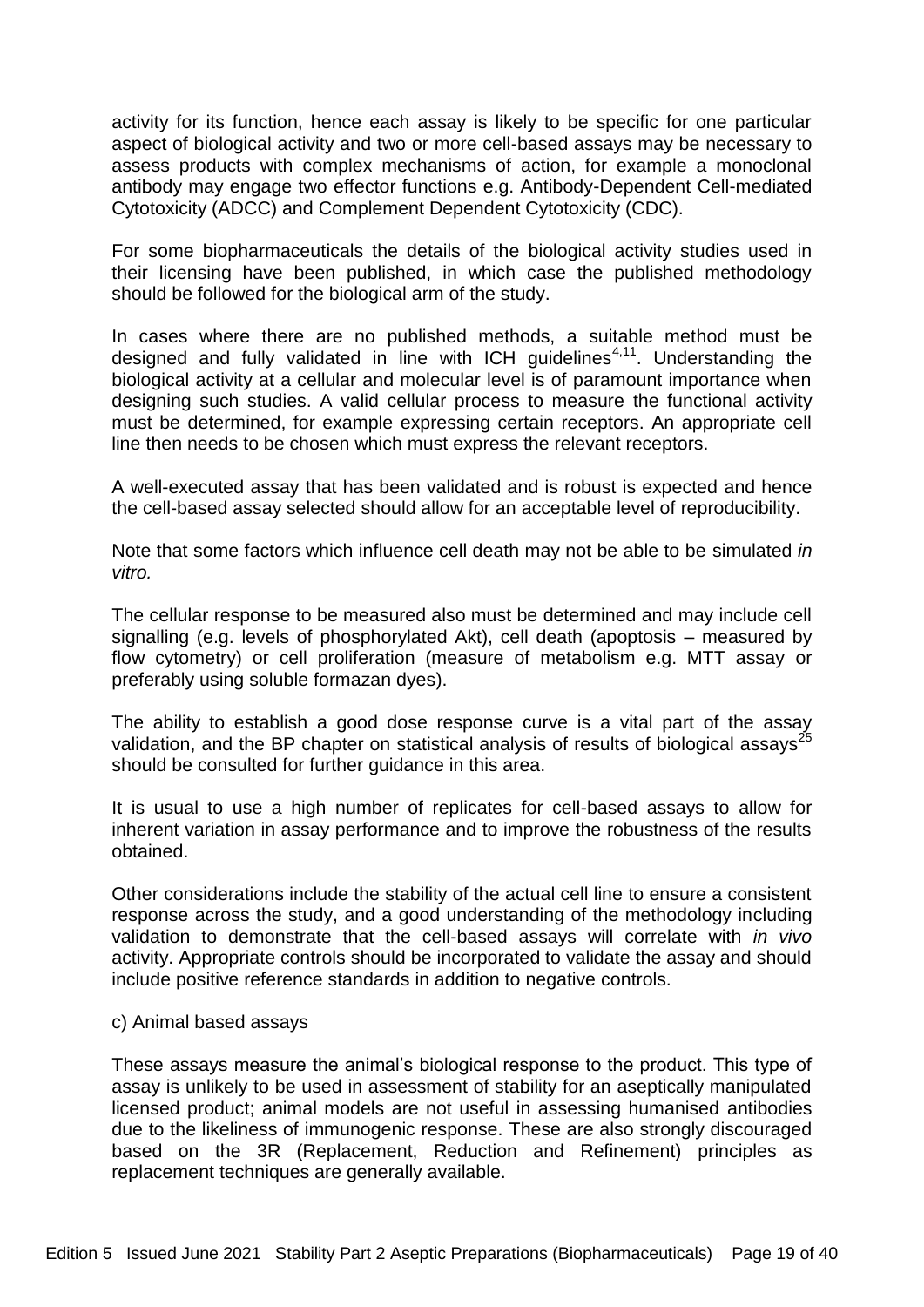activity for its function, hence each assay is likely to be specific for one particular aspect of biological activity and two or more cell-based assays may be necessary to assess products with complex mechanisms of action, for example a monoclonal antibody may engage two effector functions e.g. Antibody-Dependent Cell-mediated Cytotoxicity (ADCC) and Complement Dependent Cytotoxicity (CDC).

For some biopharmaceuticals the details of the biological activity studies used in their licensing have been published, in which case the published methodology should be followed for the biological arm of the study.

In cases where there are no published methods, a suitable method must be designed and fully validated in line with ICH guidelines[4,11]. Understanding the biological activity at a cellular and molecular level is of paramount importance when designing such studies. A valid cellular process to measure the functional activity must be determined, for example expressing certain receptors. An appropriate cell line then needs to be chosen which must express the relevant receptors.

A well-executed assay that has been validated and is robust is expected and hence the cell-based assay selected should allow for an acceptable level of reproducibility.

Note that some factors which influence cell death may not be able to be simulated *in vitro.*

The cellular response to be measured also must be determined and may include cell signalling (e.g. levels of phosphorylated Akt), cell death (apoptosis – measured by flow cytometry) or cell proliferation (measure of metabolism e.g. MTT assay or preferably using soluble formazan dyes).

The ability to establish a good dose response curve is a vital part of the assay validation, and the BP chapter on statistical analysis of results of biological assays[25] should be consulted for further guidance in this area.

It is usual to use a high number of replicates for cell-based assays to allow for inherent variation in assay performance and to improve the robustness of the results obtained.

Other considerations include the stability of the actual cell line to ensure a consistent response across the study, and a good understanding of the methodology including validation to demonstrate that the cell-based assays will correlate with *in vivo* activity. Appropriate controls should be incorporated to validate the assay and should include positive reference standards in addition to negative controls.

c) Animal based assays

These assays measure the animal's biological response to the product. This type of assay is unlikely to be used in assessment of stability for an aseptically manipulated licensed product; animal models are not useful in assessing humanised antibodies due to the likeliness of immunogenic response. These are also strongly discouraged based on the 3R (Replacement, Reduction and Refinement) principles as replacement techniques are generally available.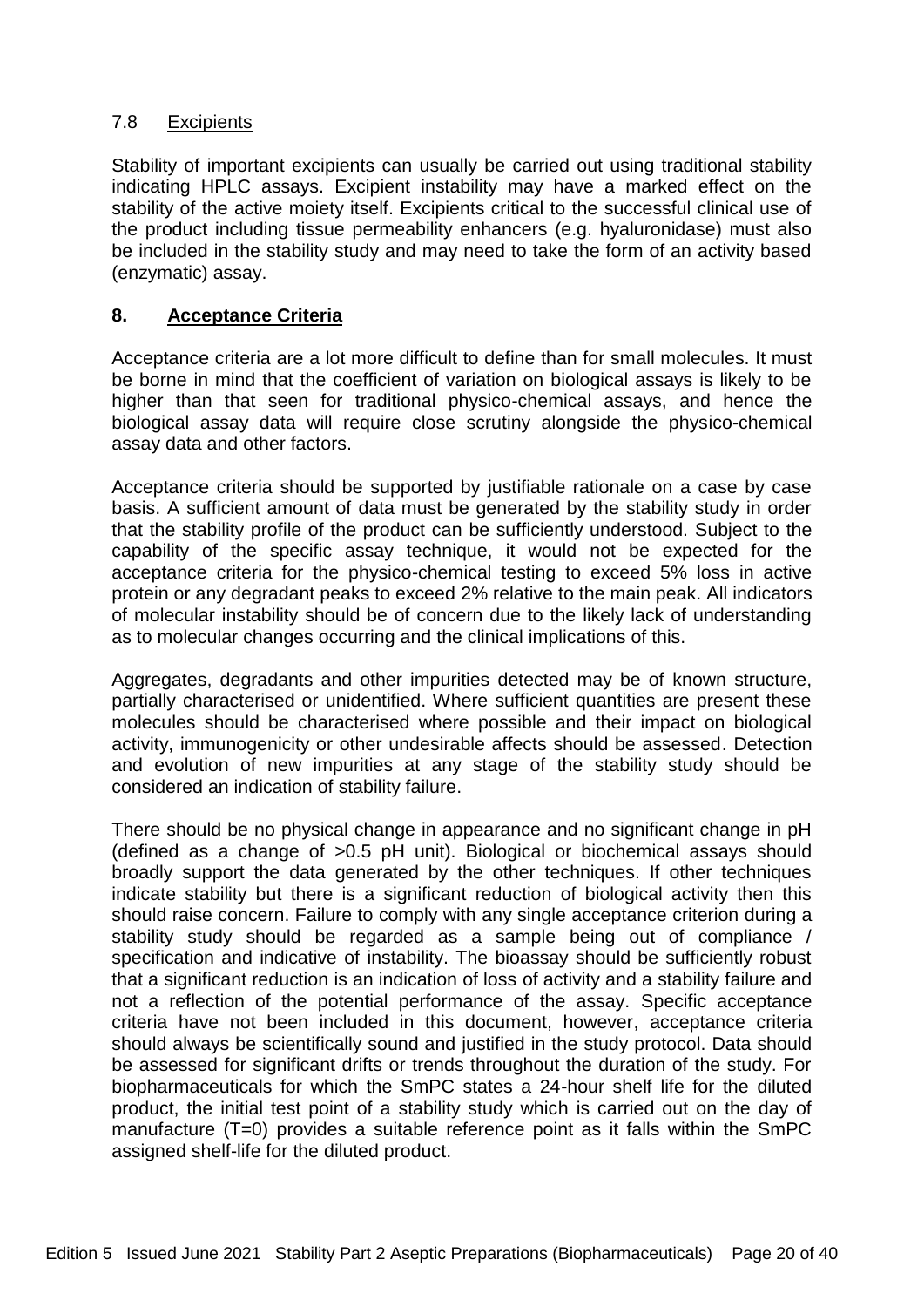### 7.8 Excipients

Stability of important excipients can usually be carried out using traditional stability indicating HPLC assays. Excipient instability may have a marked effect on the stability of the active moiety itself. Excipients critical to the successful clinical use of the product including tissue permeability enhancers (e.g. hyaluronidase) must also be included in the stability study and may need to take the form of an activity based (enzymatic) assay.

## 8. Acceptance Criteria

Acceptance criteria are a lot more difficult to define than for small molecules. It must be borne in mind that the coefficient of variation on biological assays is likely to be higher than that seen for traditional physico-chemical assays, and hence the biological assay data will require close scrutiny alongside the physico-chemical assay data and other factors.

Acceptance criteria should be supported by justifiable rationale on a case by case basis. A sufficient amount of data must be generated by the stability study in order that the stability profile of the product can be sufficiently understood. Subject to the capability of the specific assay technique, it would not be expected for the acceptance criteria for the physico-chemical testing to exceed 5% loss in active protein or any degradant peaks to exceed 2% relative to the main peak. All indicators of molecular instability should be of concern due to the likely lack of understanding as to molecular changes occurring and the clinical implications of this.

Aggregates, degradants and other impurities detected may be of known structure, partially characterised or unidentified. Where sufficient quantities are present these molecules should be characterised where possible and their impact on biological activity, immunogenicity or other undesirable affects should be assessed. Detection and evolution of new impurities at any stage of the stability study should be considered an indication of stability failure.

There should be no physical change in appearance and no significant change in pH (defined as a change of >0.5 pH unit). Biological or biochemical assays should broadly support the data generated by the other techniques. If other techniques indicate stability but there is a significant reduction of biological activity then this should raise concern. Failure to comply with any single acceptance criterion during a stability study should be regarded as a sample being out of compliance / specification and indicative of instability. The bioassay should be sufficiently robust that a significant reduction is an indication of loss of activity and a stability failure and not a reflection of the potential performance of the assay. Specific acceptance criteria have not been included in this document, however, acceptance criteria should always be scientifically sound and justified in the study protocol. Data should be assessed for significant drifts or trends throughout the duration of the study. For biopharmaceuticals for which the SmPC states a 24-hour shelf life for the diluted product, the initial test point of a stability study which is carried out on the day of manufacture (T=0) provides a suitable reference point as it falls within the SmPC assigned shelf-life for the diluted product.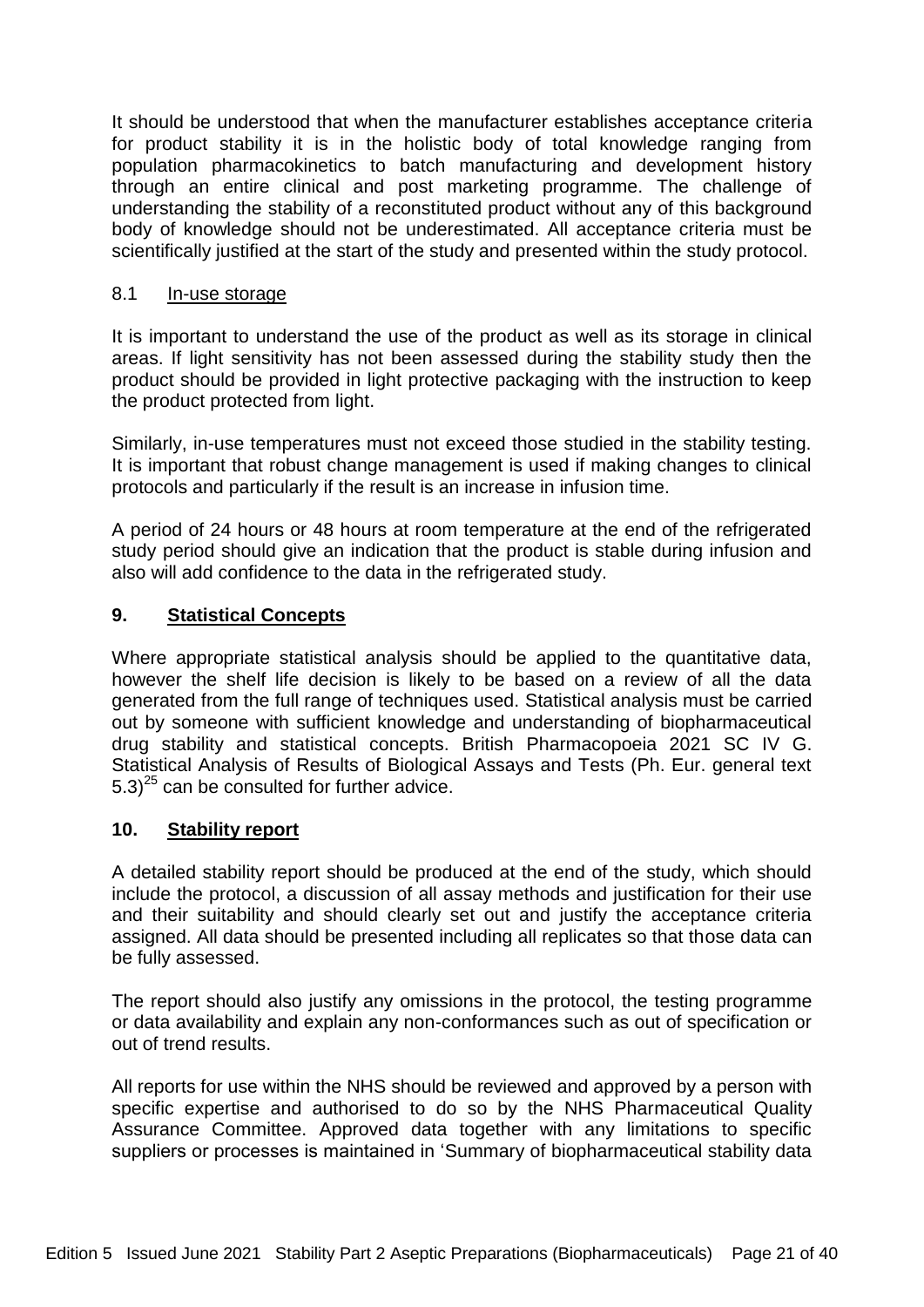It should be understood that when the manufacturer establishes acceptance criteria for product stability it is in the holistic body of total knowledge ranging from population pharmacokinetics to batch manufacturing and development history through an entire clinical and post marketing programme. The challenge of understanding the stability of a reconstituted product without any of this background body of knowledge should not be underestimated. All acceptance criteria must be scientifically justified at the start of the study and presented within the study protocol.

### 8.1 In-use storage

It is important to understand the use of the product as well as its storage in clinical areas. If light sensitivity has not been assessed during the stability study then the product should be provided in light protective packaging with the instruction to keep the product protected from light.

Similarly, in-use temperatures must not exceed those studied in the stability testing. It is important that robust change management is used if making changes to clinical protocols and particularly if the result is an increase in infusion time.

A period of 24 hours or 48 hours at room temperature at the end of the refrigerated study period should give an indication that the product is stable during infusion and also will add confidence to the data in the refrigerated study.

## 9. Statistical Concepts

Where appropriate statistical analysis should be applied to the quantitative data, however the shelf life decision is likely to be based on a review of all the data generated from the full range of techniques used. Statistical analysis must be carried out by someone with sufficient knowledge and understanding of biopharmaceutical drug stability and statistical concepts. British Pharmacopoeia 2021 SC IV G. Statistical Analysis of Results of Biological Assays and Tests (Ph. Eur. general text 5.3)[25] can be consulted for further advice.

## 10. Stability report

A detailed stability report should be produced at the end of the study, which should include the protocol, a discussion of all assay methods and justification for their use and their suitability and should clearly set out and justify the acceptance criteria assigned. All data should be presented including all replicates so that those data can be fully assessed.

The report should also justify any omissions in the protocol, the testing programme or data availability and explain any non-conformances such as out of specification or out of trend results.

All reports for use within the NHS should be reviewed and approved by a person with specific expertise and authorised to do so by the NHS Pharmaceutical Quality Assurance Committee. Approved data together with any limitations to specific suppliers or processes is maintained in 'Summary of biopharmaceutical stability data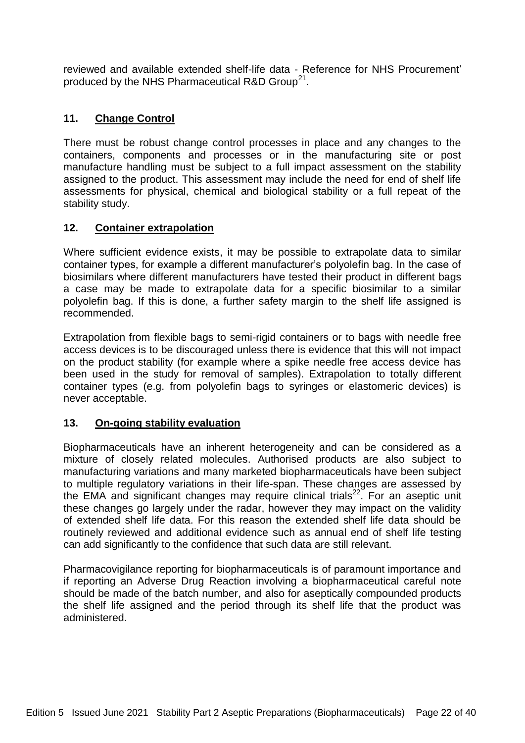reviewed and available extended shelf-life data - Reference for NHS Procurement' produced by the NHS Pharmaceutical R&D Group[21].

## 11. Change Control

There must be robust change control processes in place and any changes to the containers, components and processes or in the manufacturing site or post manufacture handling must be subject to a full impact assessment on the stability assigned to the product. This assessment may include the need for end of shelf life assessments for physical, chemical and biological stability or a full repeat of the stability study.

## 12. Container extrapolation

Where sufficient evidence exists, it may be possible to extrapolate data to similar container types, for example a different manufacturer's polyolefin bag. In the case of biosimilars where different manufacturers have tested their product in different bags a case may be made to extrapolate data for a specific biosimilar to a similar polyolefin bag. If this is done, a further safety margin to the shelf life assigned is recommended.

Extrapolation from flexible bags to semi-rigid containers or to bags with needle free access devices is to be discouraged unless there is evidence that this will not impact on the product stability (for example where a spike needle free access device has been used in the study for removal of samples). Extrapolation to totally different container types (e.g. from polyolefin bags to syringes or elastomeric devices) is never acceptable.

## 13. On-going stability evaluation

Biopharmaceuticals have an inherent heterogeneity and can be considered as a mixture of closely related molecules. Authorised products are also subject to manufacturing variations and many marketed biopharmaceuticals have been subject to multiple regulatory variations in their life-span. These changes are assessed by the EMA and significant changes may require clinical trials[22]. For an aseptic unit these changes go largely under the radar, however they may impact on the validity of extended shelf life data. For this reason the extended shelf life data should be routinely reviewed and additional evidence such as annual end of shelf life testing can add significantly to the confidence that such data are still relevant.

Pharmacovigilance reporting for biopharmaceuticals is of paramount importance and if reporting an Adverse Drug Reaction involving a biopharmaceutical careful note should be made of the batch number, and also for aseptically compounded products the shelf life assigned and the period through its shelf life that the product was administered.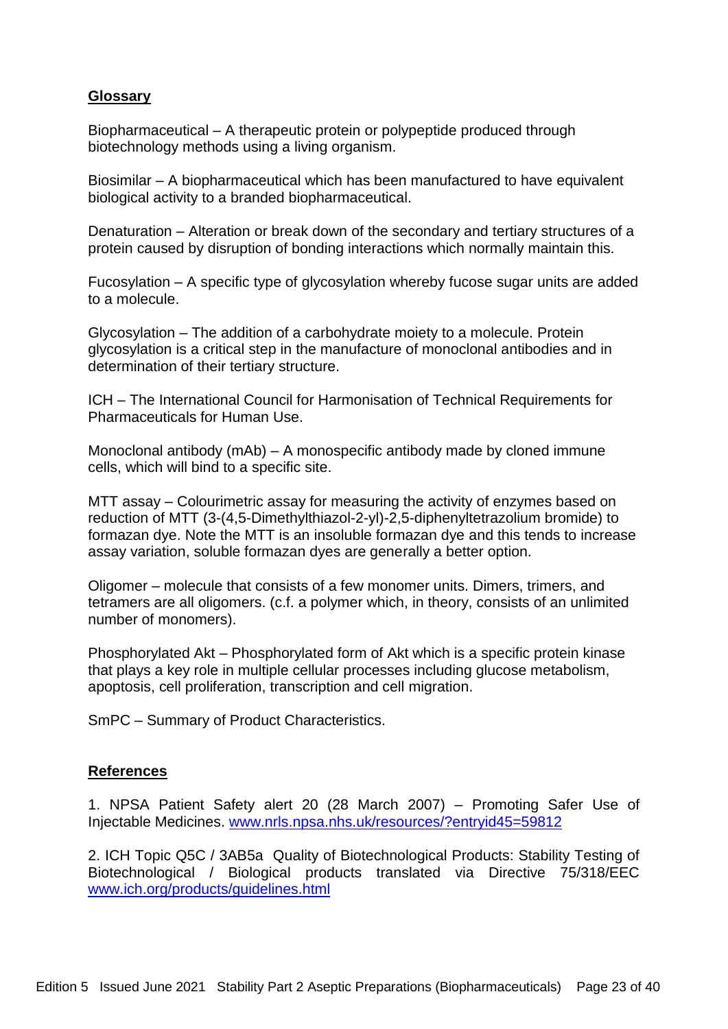**Glossary**

Biopharmaceutical – A therapeutic protein or polypeptide produced through biotechnology methods using a living organism.

Biosimilar – A biopharmaceutical which has been manufactured to have equivalent biological activity to a branded biopharmaceutical.

Denaturation – Alteration or break down of the secondary and tertiary structures of a protein caused by disruption of bonding interactions which normally maintain this.

Fucosylation – A specific type of glycosylation whereby fucose sugar units are added to a molecule.

Glycosylation – The addition of a carbohydrate moiety to a molecule. Protein glycosylation is a critical step in the manufacture of monoclonal antibodies and in determination of their tertiary structure.

ICH – The International Council for Harmonisation of Technical Requirements for Pharmaceuticals for Human Use.

Monoclonal antibody (mAb) – A monospecific antibody made by cloned immune cells, which will bind to a specific site.

MTT assay – Colourimetric assay for measuring the activity of enzymes based on reduction of MTT (3-(4,5-Dimethylthiazol-2-yl)-2,5-diphenyltetrazolium bromide) to formazan dye. Note the MTT is an insoluble formazan dye and this tends to increase assay variation, soluble formazan dyes are generally a better option.

Oligomer – molecule that consists of a few monomer units. Dimers, trimers, and tetramers are all oligomers. (c.f. a polymer which, in theory, consists of an unlimited number of monomers).

Phosphorylated Akt – Phosphorylated form of Akt which is a specific protein kinase that plays a key role in multiple cellular processes including glucose metabolism, apoptosis, cell proliferation, transcription and cell migration.

SmPC – Summary of Product Characteristics.

**References**

1. NPSA Patient Safety alert 20 (28 March 2007) – Promoting Safer Use of Injectable Medicines. [www.nrls.npsa.nhs.uk/resources/?entryid45=59812](www.nrls.npsa.nhs.uk/resources/?entryid45=59812)

2. ICH Topic Q5C / 3AB5a Quality of Biotechnological Products: Stability Testing of Biotechnological / Biological products translated via Directive 75/318/EEC [www.ich.org/products/guidelines.html](www.ich.org/products/guidelines.html)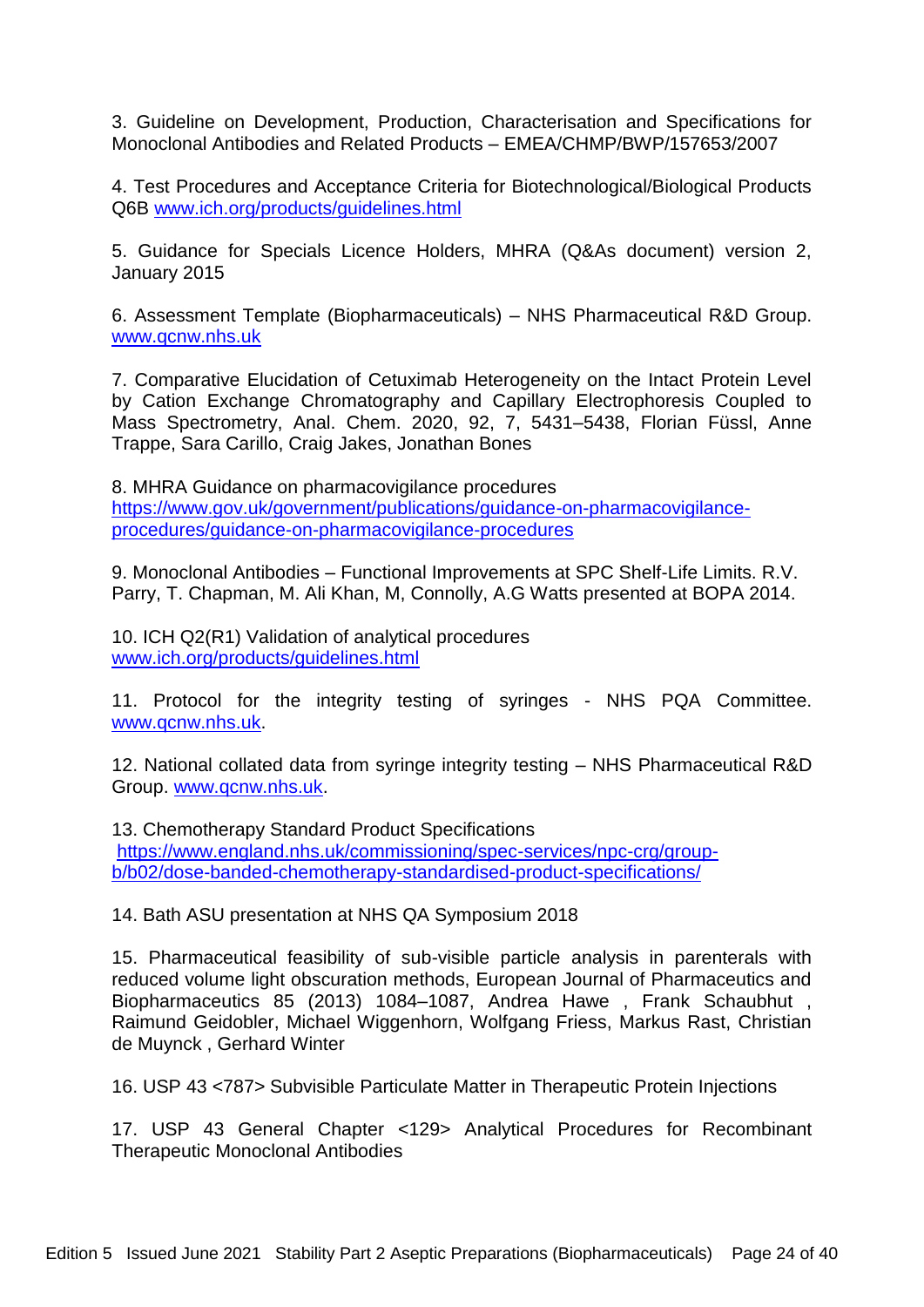3. Guideline on Development, Production, Characterisation and Specifications for Monoclonal Antibodies and Related Products – EMEA/CHMP/BWP/157653/2007

4. Test Procedures and Acceptance Criteria for Biotechnological/Biological Products Q6B www.ich.org/products/guidelines.html

5. Guidance for Specials Licence Holders, MHRA (Q&As document) version 2, January 2015

6. Assessment Template (Biopharmaceuticals) – NHS Pharmaceutical R&D Group. www.qcnw.nhs.uk

7. Comparative Elucidation of Cetuximab Heterogeneity on the Intact Protein Level by Cation Exchange Chromatography and Capillary Electrophoresis Coupled to Mass Spectrometry, Anal. Chem. 2020, 92, 7, 5431–5438, Florian Füssl, Anne Trappe, Sara Carillo, Craig Jakes, Jonathan Bones

8. MHRA Guidance on pharmacovigilance procedures https://www.gov.uk/government/publications/guidance-on-pharmacovigilance-procedures/guidance-on-pharmacovigilance-procedures

9. Monoclonal Antibodies – Functional Improvements at SPC Shelf-Life Limits. R.V. Parry, T. Chapman, M. Ali Khan, M, Connolly, A.G Watts presented at BOPA 2014.

10. ICH Q2(R1) Validation of analytical procedures www.ich.org/products/guidelines.html

11. Protocol for the integrity testing of syringes - NHS PQA Committee. www.qcnw.nhs.uk.

12. National collated data from syringe integrity testing – NHS Pharmaceutical R&D Group. www.qcnw.nhs.uk.

13. Chemotherapy Standard Product Specifications https://www.england.nhs.uk/commissioning/spec-services/npc-crg/group-b/b02/dose-banded-chemotherapy-standardised-product-specifications/

14. Bath ASU presentation at NHS QA Symposium 2018

15. Pharmaceutical feasibility of sub-visible particle analysis in parenterals with reduced volume light obscuration methods, European Journal of Pharmaceutics and Biopharmaceutics 85 (2013) 1084–1087, Andrea Hawe , Frank Schaubhut , Raimund Geidobler, Michael Wiggenhorn, Wolfgang Friess, Markus Rast, Christian de Muynck , Gerhard Winter

16. USP 43 <787> Subvisible Particulate Matter in Therapeutic Protein Injections

17. USP 43 General Chapter <129> Analytical Procedures for Recombinant Therapeutic Monoclonal Antibodies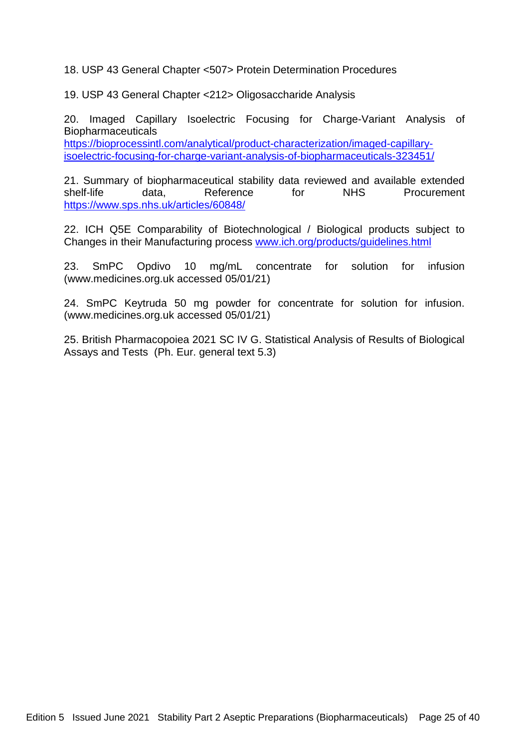18. USP 43 General Chapter <507> Protein Determination Procedures

19. USP 43 General Chapter <212> Oligosaccharide Analysis

20. Imaged Capillary Isoelectric Focusing for Charge-Variant Analysis of Biopharmaceuticals
https://bioprocessintl.com/analytical/product-characterization/imaged-capillary-isoelectric-focusing-for-charge-variant-analysis-of-biopharmaceuticals-323451/

21. Summary of biopharmaceutical stability data reviewed and available extended shelf-life data, Reference for NHS Procurement https://www.sps.nhs.uk/articles/60848/

22. ICH Q5E Comparability of Biotechnological / Biological products subject to Changes in their Manufacturing process www.ich.org/products/guidelines.html

23. SmPC Opdivo 10 mg/mL concentrate for solution for infusion (www.medicines.org.uk accessed 05/01/21)

24. SmPC Keytruda 50 mg powder for concentrate for solution for infusion. (www.medicines.org.uk accessed 05/01/21)

25. British Pharmacopoiea 2021 SC IV G. Statistical Analysis of Results of Biological Assays and Tests (Ph. Eur. general text 5.3)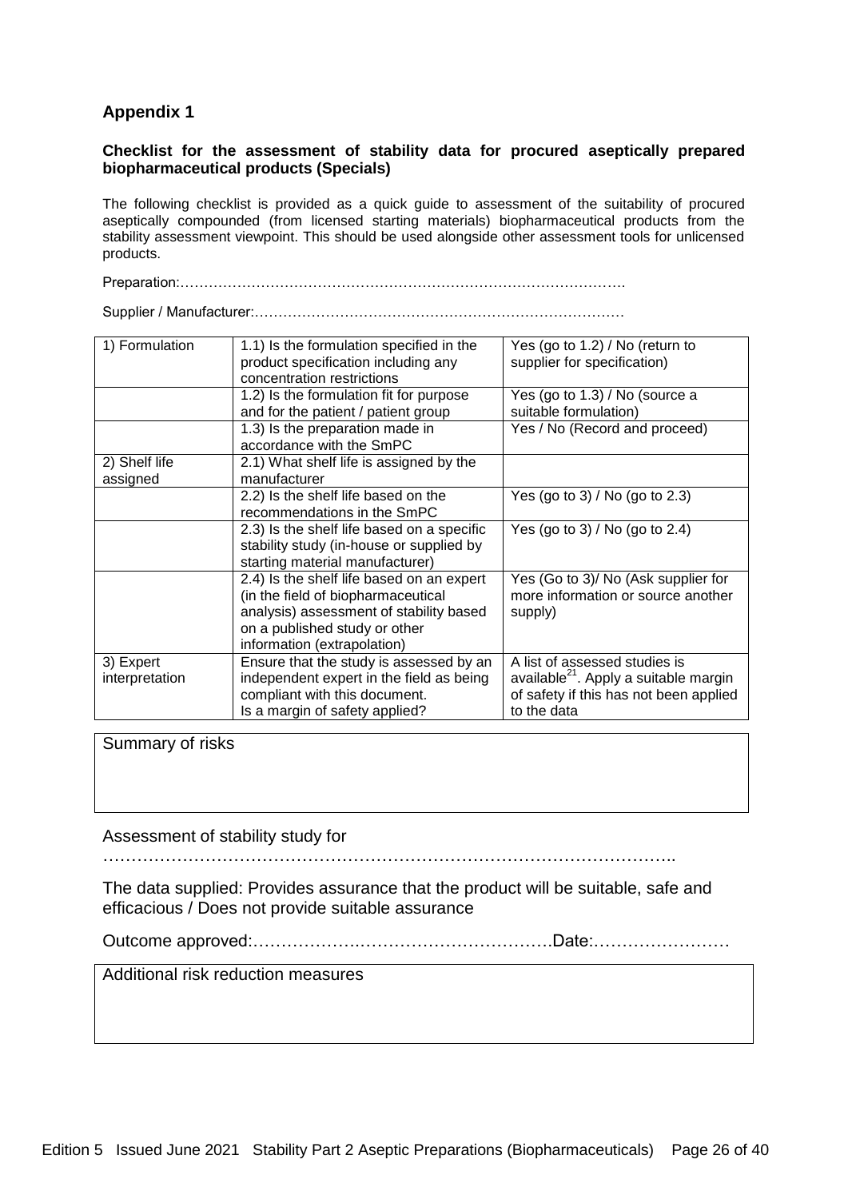## Appendix 1

**Checklist for the assessment of stability data for procured aseptically prepared biopharmaceutical products (Specials)**

The following checklist is provided as a quick guide to assessment of the suitability of procured aseptically compounded (from licensed starting materials) biopharmaceutical products from the stability assessment viewpoint. This should be used alongside other assessment tools for unlicensed products.

Preparation:……………………………………………………………………………….

Supplier / Manufacturer:…………………………………………………………………

| 1) Formulation | 1.1) Is the formulation specified in the product specification including any concentration restrictions | Yes (go to 1.2) / No (return to supplier for specification) |
|---|---|---|
| | 1.2) Is the formulation fit for purpose and for the patient / patient group | Yes (go to 1.3) / No (source a suitable formulation) |
| | 1.3) Is the preparation made in accordance with the SmPC | Yes / No (Record and proceed) |
| 2) Shelf life assigned | 2.1) What shelf life is assigned by the manufacturer | |
| | 2.2) Is the shelf life based on the recommendations in the SmPC | Yes (go to 3) / No (go to 2.3) |
| | 2.3) Is the shelf life based on a specific stability study (in-house or supplied by starting material manufacturer) | Yes (go to 3) / No (go to 2.4) |
| | 2.4) Is the shelf life based on an expert (in the field of biopharmaceutical analysis) assessment of stability based on a published study or other information (extrapolation) | Yes (Go to 3)/ No (Ask supplier for more information or source another supply) |
| 3) Expert interpretation | Ensure that the study is assessed by an independent expert in the field as being compliant with this document. Is a margin of safety applied? | A list of assessed studies is available[21]. Apply a suitable margin of safety if this has not been applied to the data |

| Summary of risks |
|---|
| |

Assessment of stability study for

……………………………………………………………………………………..

The data supplied: Provides assurance that the product will be suitable, safe and efficacious / Does not provide suitable assurance

Outcome approved:……………….…………………………….Date:……………………

| Additional risk reduction measures |
|---|
| |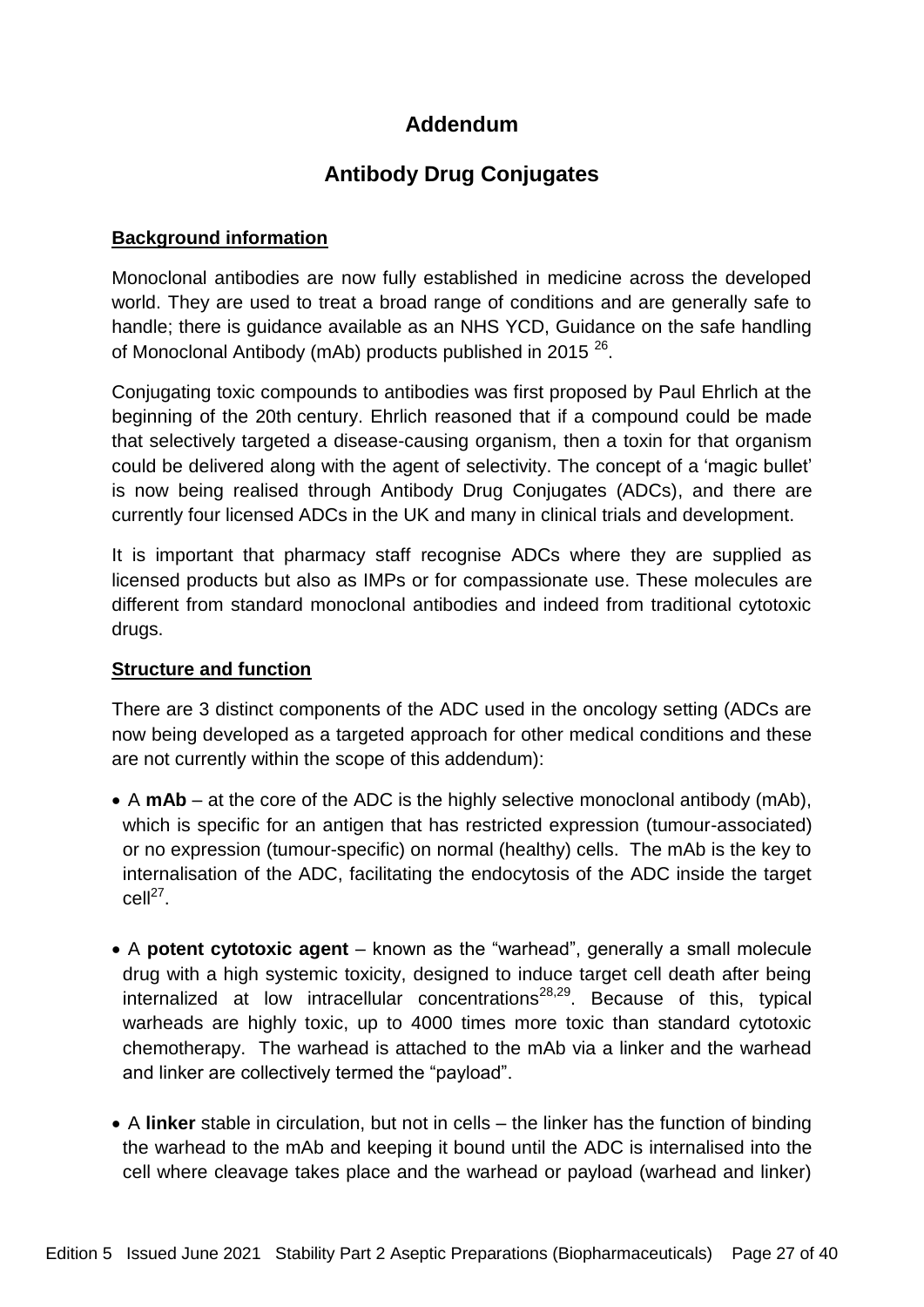# Addendum

## Antibody Drug Conjugates

**Background information**

Monoclonal antibodies are now fully established in medicine across the developed world. They are used to treat a broad range of conditions and are generally safe to handle; there is guidance available as an NHS YCD, Guidance on the safe handling of Monoclonal Antibody (mAb) products published in 2015 [26].

Conjugating toxic compounds to antibodies was first proposed by Paul Ehrlich at the beginning of the 20th century. Ehrlich reasoned that if a compound could be made that selectively targeted a disease-causing organism, then a toxin for that organism could be delivered along with the agent of selectivity. The concept of a 'magic bullet' is now being realised through Antibody Drug Conjugates (ADCs), and there are currently four licensed ADCs in the UK and many in clinical trials and development.

It is important that pharmacy staff recognise ADCs where they are supplied as licensed products but also as IMPs or for compassionate use. These molecules are different from standard monoclonal antibodies and indeed from traditional cytotoxic drugs.

**Structure and function**

There are 3 distinct components of the ADC used in the oncology setting (ADCs are now being developed as a targeted approach for other medical conditions and these are not currently within the scope of this addendum):

- A **mAb** – at the core of the ADC is the highly selective monoclonal antibody (mAb), which is specific for an antigen that has restricted expression (tumour-associated) or no expression (tumour-specific) on normal (healthy) cells. The mAb is the key to internalisation of the ADC, facilitating the endocytosis of the ADC inside the target cell[27].
- A **potent cytotoxic agent** – known as the "warhead", generally a small molecule drug with a high systemic toxicity, designed to induce target cell death after being internalized at low intracellular concentrations[28,29]. Because of this, typical warheads are highly toxic, up to 4000 times more toxic than standard cytotoxic chemotherapy. The warhead is attached to the mAb via a linker and the warhead and linker are collectively termed the "payload".
- A **linker** stable in circulation, but not in cells – the linker has the function of binding the warhead to the mAb and keeping it bound until the ADC is internalised into the cell where cleavage takes place and the warhead or payload (warhead and linker)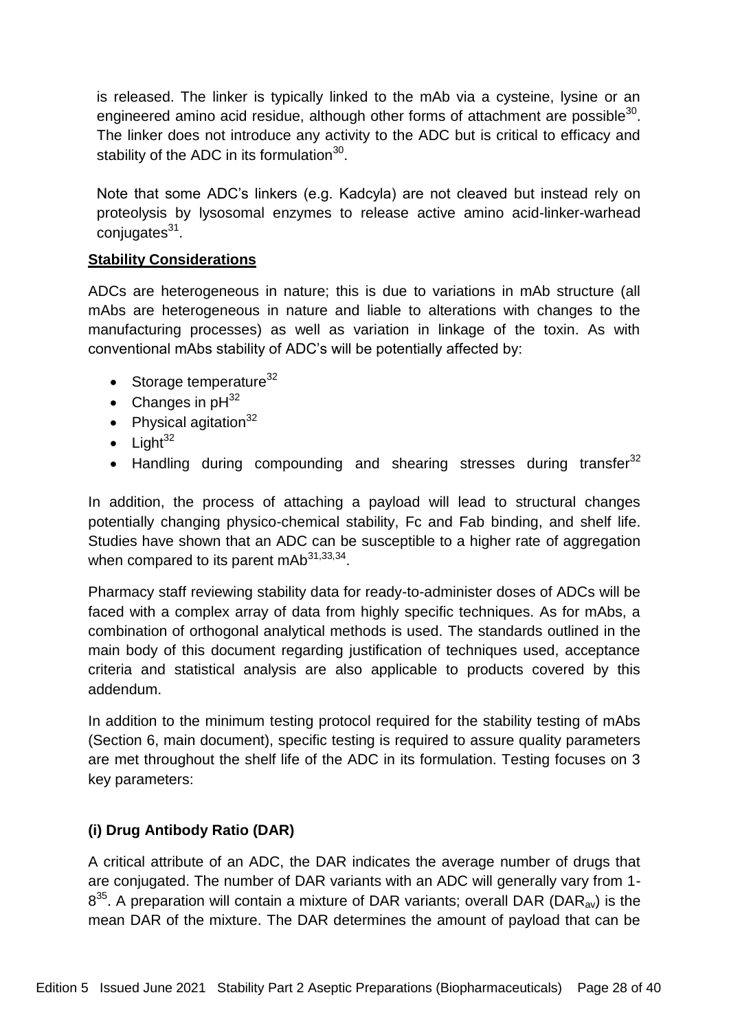is released. The linker is typically linked to the mAb via a cysteine, lysine or an engineered amino acid residue, although other forms of attachment are possible[30]. The linker does not introduce any activity to the ADC but is critical to efficacy and stability of the ADC in its formulation[30].

Note that some ADC's linkers (e.g. Kadcyla) are not cleaved but instead rely on proteolysis by lysosomal enzymes to release active amino acid-linker-warhead conjugates[31].

**Stability Considerations**

ADCs are heterogeneous in nature; this is due to variations in mAb structure (all mAbs are heterogeneous in nature and liable to alterations with changes to the manufacturing processes) as well as variation in linkage of the toxin. As with conventional mAbs stability of ADC's will be potentially affected by:

- Storage temperature[32]
- Changes in pH[32]
- Physical agitation[32]
- Light[32]
- Handling during compounding and shearing stresses during transfer[32]

In addition, the process of attaching a payload will lead to structural changes potentially changing physico-chemical stability, Fc and Fab binding, and shelf life. Studies have shown that an ADC can be susceptible to a higher rate of aggregation when compared to its parent mAb[31,33,34].

Pharmacy staff reviewing stability data for ready-to-administer doses of ADCs will be faced with a complex array of data from highly specific techniques. As for mAbs, a combination of orthogonal analytical methods is used. The standards outlined in the main body of this document regarding justification of techniques used, acceptance criteria and statistical analysis are also applicable to products covered by this addendum.

In addition to the minimum testing protocol required for the stability testing of mAbs (Section 6, main document), specific testing is required to assure quality parameters are met throughout the shelf life of the ADC in its formulation. Testing focuses on 3 key parameters:

**(i) Drug Antibody Ratio (DAR)**

A critical attribute of an ADC, the DAR indicates the average number of drugs that are conjugated. The number of DAR variants with an ADC will generally vary from 1-8[35]. A preparation will contain a mixture of DAR variants; overall DAR ($DAR_{av}$) is the mean DAR of the mixture. The DAR determines the amount of payload that can be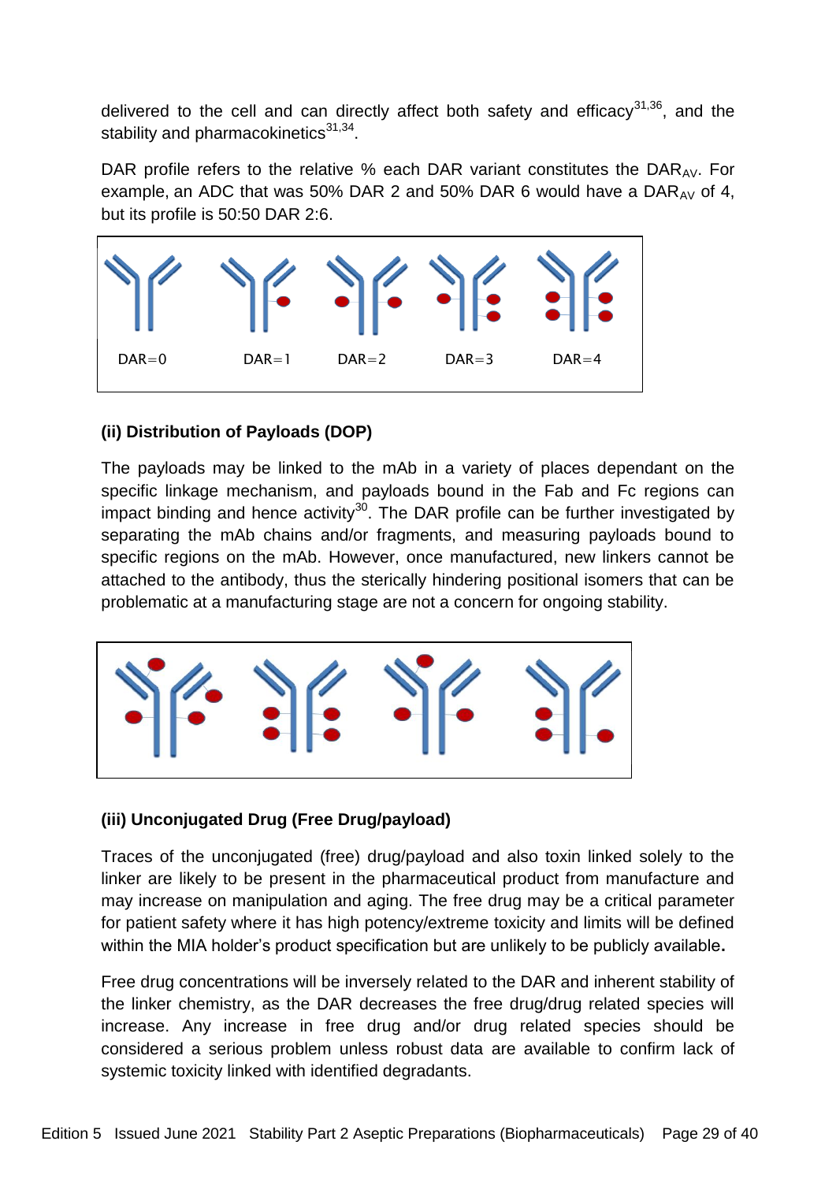delivered to the cell and can directly affect both safety and efficacy[31,36], and the stability and pharmacokinetics[31,34].

DAR profile refers to the relative % each DAR variant constitutes the $DAR_{AV}$. For example, an ADC that was 50% DAR 2 and 50% DAR 6 would have a $DAR_{AV}$ of 4, but its profile is 50:50 DAR 2:6.

DAR=0 DAR=1 DAR=2 DAR=3 DAR=4

### (ii) Distribution of Payloads (DOP)

The payloads may be linked to the mAb in a variety of places dependant on the specific linkage mechanism, and payloads bound in the Fab and Fc regions can impact binding and hence activity[30]. The DAR profile can be further investigated by separating the mAb chains and/or fragments, and measuring payloads bound to specific regions on the mAb. However, once manufactured, new linkers cannot be attached to the antibody, thus the sterically hindering positional isomers that can be problematic at a manufacturing stage are not a concern for ongoing stability.

### (iii) Unconjugated Drug (Free Drug/payload)

Traces of the unconjugated (free) drug/payload and also toxin linked solely to the linker are likely to be present in the pharmaceutical product from manufacture and may increase on manipulation and aging. The free drug may be a critical parameter for patient safety where it has high potency/extreme toxicity and limits will be defined within the MIA holder's product specification but are unlikely to be publicly available**.**

Free drug concentrations will be inversely related to the DAR and inherent stability of the linker chemistry, as the DAR decreases the free drug/drug related species will increase. Any increase in free drug and/or drug related species should be considered a serious problem unless robust data are available to confirm lack of systemic toxicity linked with identified degradants.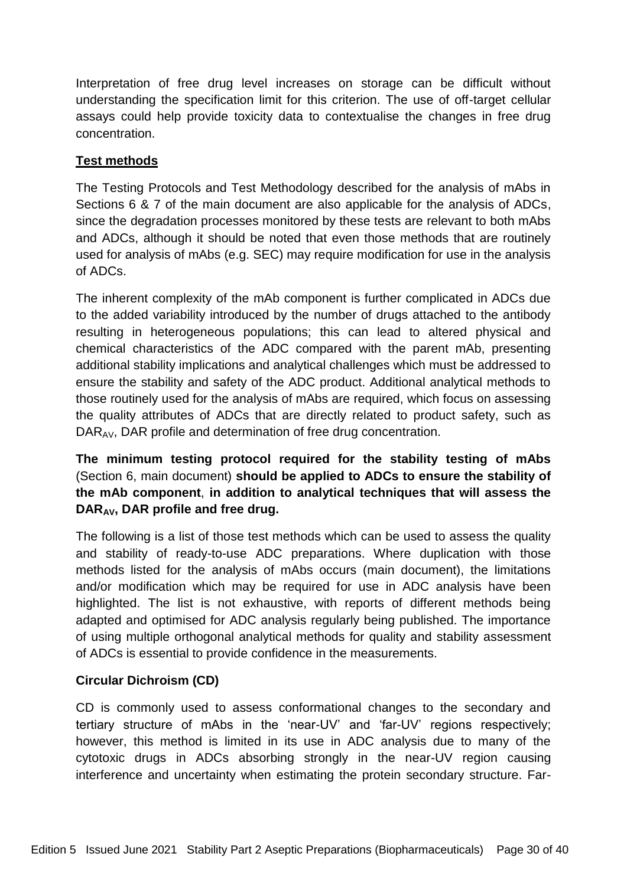Interpretation of free drug level increases on storage can be difficult without understanding the specification limit for this criterion. The use of off-target cellular assays could help provide toxicity data to contextualise the changes in free drug concentration.

## Test methods

The Testing Protocols and Test Methodology described for the analysis of mAbs in Sections 6 & 7 of the main document are also applicable for the analysis of ADCs, since the degradation processes monitored by these tests are relevant to both mAbs and ADCs, although it should be noted that even those methods that are routinely used for analysis of mAbs (e.g. SEC) may require modification for use in the analysis of ADCs.

The inherent complexity of the mAb component is further complicated in ADCs due to the added variability introduced by the number of drugs attached to the antibody resulting in heterogeneous populations; this can lead to altered physical and chemical characteristics of the ADC compared with the parent mAb, presenting additional stability implications and analytical challenges which must be addressed to ensure the stability and safety of the ADC product. Additional analytical methods to those routinely used for the analysis of mAbs are required, which focus on assessing the quality attributes of ADCs that are directly related to product safety, such as $DAR_{AV}$, DAR profile and determination of free drug concentration.

**The minimum testing protocol required for the stability testing of mAbs** (Section 6, main document) **should be applied to ADCs to ensure the stability of the mAb component**, **in addition to analytical techniques that will assess the $DAR_{AV}$, DAR profile and free drug.**

The following is a list of those test methods which can be used to assess the quality and stability of ready-to-use ADC preparations. Where duplication with those methods listed for the analysis of mAbs occurs (main document), the limitations and/or modification which may be required for use in ADC analysis have been highlighted. The list is not exhaustive, with reports of different methods being adapted and optimised for ADC analysis regularly being published. The importance of using multiple orthogonal analytical methods for quality and stability assessment of ADCs is essential to provide confidence in the measurements.

### Circular Dichroism (CD)

CD is commonly used to assess conformational changes to the secondary and tertiary structure of mAbs in the 'near-UV' and 'far-UV' regions respectively; however, this method is limited in its use in ADC analysis due to many of the cytotoxic drugs in ADCs absorbing strongly in the near-UV region causing interference and uncertainty when estimating the protein secondary structure. Far-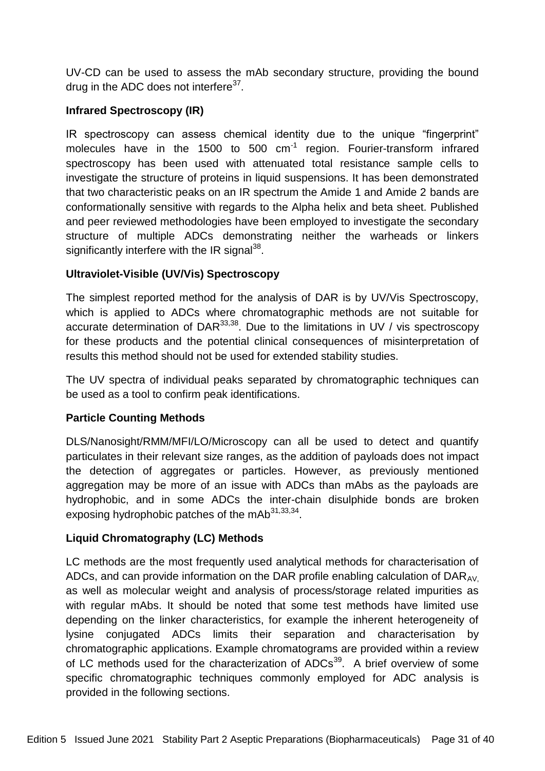UV-CD can be used to assess the mAb secondary structure, providing the bound drug in the ADC does not interfere[37].

### Infrared Spectroscopy (IR)

IR spectroscopy can assess chemical identity due to the unique "fingerprint" molecules have in the 1500 to 500 $cm^{-1}$ region. Fourier-transform infrared spectroscopy has been used with attenuated total resistance sample cells to investigate the structure of proteins in liquid suspensions. It has been demonstrated that two characteristic peaks on an IR spectrum the Amide 1 and Amide 2 bands are conformationally sensitive with regards to the Alpha helix and beta sheet. Published and peer reviewed methodologies have been employed to investigate the secondary structure of multiple ADCs demonstrating neither the warheads or linkers significantly interfere with the IR signal[38].

### Ultraviolet-Visible (UV/Vis) Spectroscopy

The simplest reported method for the analysis of DAR is by UV/Vis Spectroscopy, which is applied to ADCs where chromatographic methods are not suitable for accurate determination of DAR[33,38]. Due to the limitations in UV / vis spectroscopy for these products and the potential clinical consequences of misinterpretation of results this method should not be used for extended stability studies.

The UV spectra of individual peaks separated by chromatographic techniques can be used as a tool to confirm peak identifications.

### Particle Counting Methods

DLS/Nanosight/RMM/MFI/LO/Microscopy can all be used to detect and quantify particulates in their relevant size ranges, as the addition of payloads does not impact the detection of aggregates or particles. However, as previously mentioned aggregation may be more of an issue with ADCs than mAbs as the payloads are hydrophobic, and in some ADCs the inter-chain disulphide bonds are broken exposing hydrophobic patches of the mAb[31,33,34].

### Liquid Chromatography (LC) Methods

LC methods are the most frequently used analytical methods for characterisation of ADCs, and can provide information on the DAR profile enabling calculation of $DAR_{AV,}$ as well as molecular weight and analysis of process/storage related impurities as with regular mAbs. It should be noted that some test methods have limited use depending on the linker characteristics, for example the inherent heterogeneity of lysine conjugated ADCs limits their separation and characterisation by chromatographic applications. Example chromatograms are provided within a review of LC methods used for the characterization of ADCs[39]. A brief overview of some specific chromatographic techniques commonly employed for ADC analysis is provided in the following sections.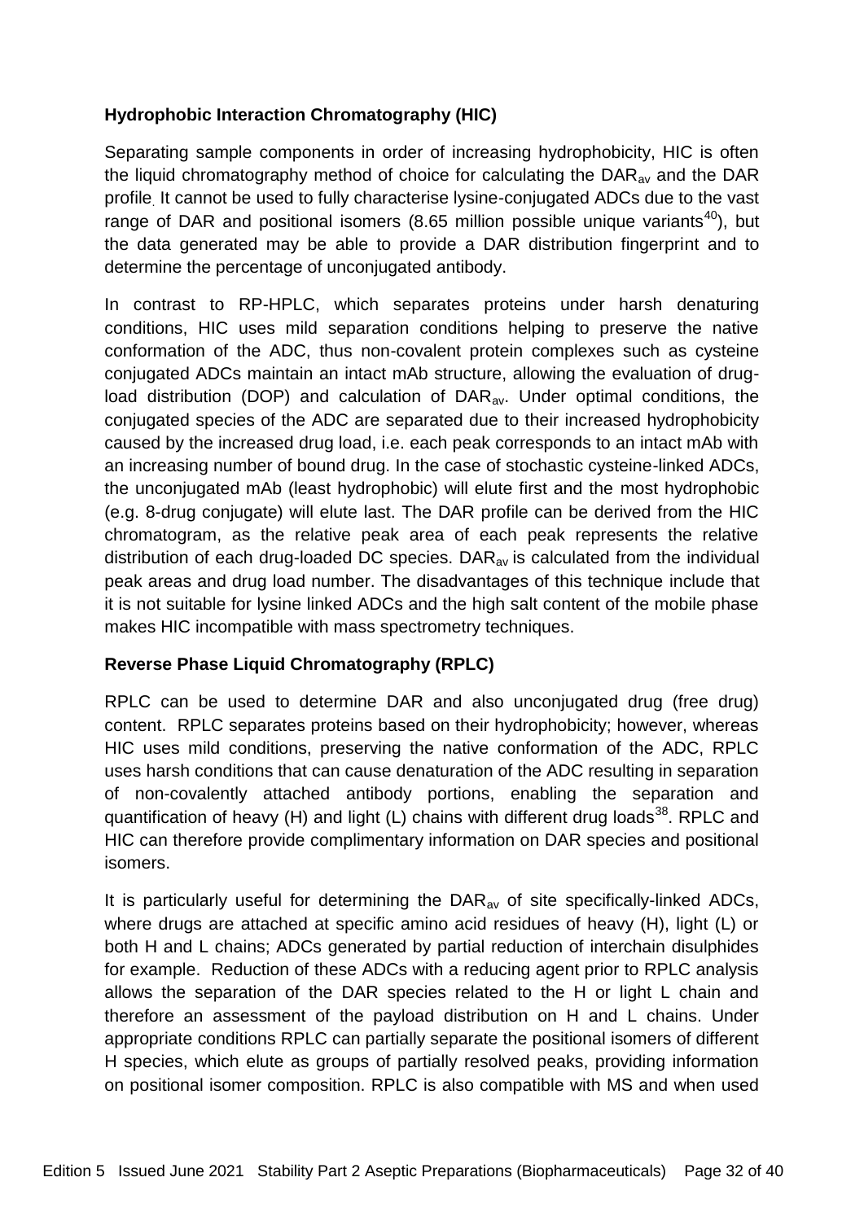**Hydrophobic Interaction Chromatography (HIC)**

Separating sample components in order of increasing hydrophobicity, HIC is often the liquid chromatography method of choice for calculating the $DAR_{av}$ and the DAR profile. It cannot be used to fully characterise lysine-conjugated ADCs due to the vast range of DAR and positional isomers (8.65 million possible unique variants[40]), but the data generated may be able to provide a DAR distribution fingerprint and to determine the percentage of unconjugated antibody.

In contrast to RP-HPLC, which separates proteins under harsh denaturing conditions, HIC uses mild separation conditions helping to preserve the native conformation of the ADC, thus non-covalent protein complexes such as cysteine conjugated ADCs maintain an intact mAb structure, allowing the evaluation of drug-load distribution (DOP) and calculation of $DAR_{av}$. Under optimal conditions, the conjugated species of the ADC are separated due to their increased hydrophobicity caused by the increased drug load, i.e. each peak corresponds to an intact mAb with an increasing number of bound drug. In the case of stochastic cysteine-linked ADCs, the unconjugated mAb (least hydrophobic) will elute first and the most hydrophobic (e.g. 8-drug conjugate) will elute last. The DAR profile can be derived from the HIC chromatogram, as the relative peak area of each peak represents the relative distribution of each drug-loaded DC species. $DAR_{av}$ is calculated from the individual peak areas and drug load number. The disadvantages of this technique include that it is not suitable for lysine linked ADCs and the high salt content of the mobile phase makes HIC incompatible with mass spectrometry techniques.

**Reverse Phase Liquid Chromatography (RPLC)**

RPLC can be used to determine DAR and also unconjugated drug (free drug) content. RPLC separates proteins based on their hydrophobicity; however, whereas HIC uses mild conditions, preserving the native conformation of the ADC, RPLC uses harsh conditions that can cause denaturation of the ADC resulting in separation of non-covalently attached antibody portions, enabling the separation and quantification of heavy (H) and light (L) chains with different drug loads[38]. RPLC and HIC can therefore provide complimentary information on DAR species and positional isomers.

It is particularly useful for determining the $DAR_{av}$ of site specifically-linked ADCs, where drugs are attached at specific amino acid residues of heavy (H), light (L) or both H and L chains; ADCs generated by partial reduction of interchain disulphides for example. Reduction of these ADCs with a reducing agent prior to RPLC analysis allows the separation of the DAR species related to the H or light L chain and therefore an assessment of the payload distribution on H and L chains. Under appropriate conditions RPLC can partially separate the positional isomers of different H species, which elute as groups of partially resolved peaks, providing information on positional isomer composition. RPLC is also compatible with MS and when used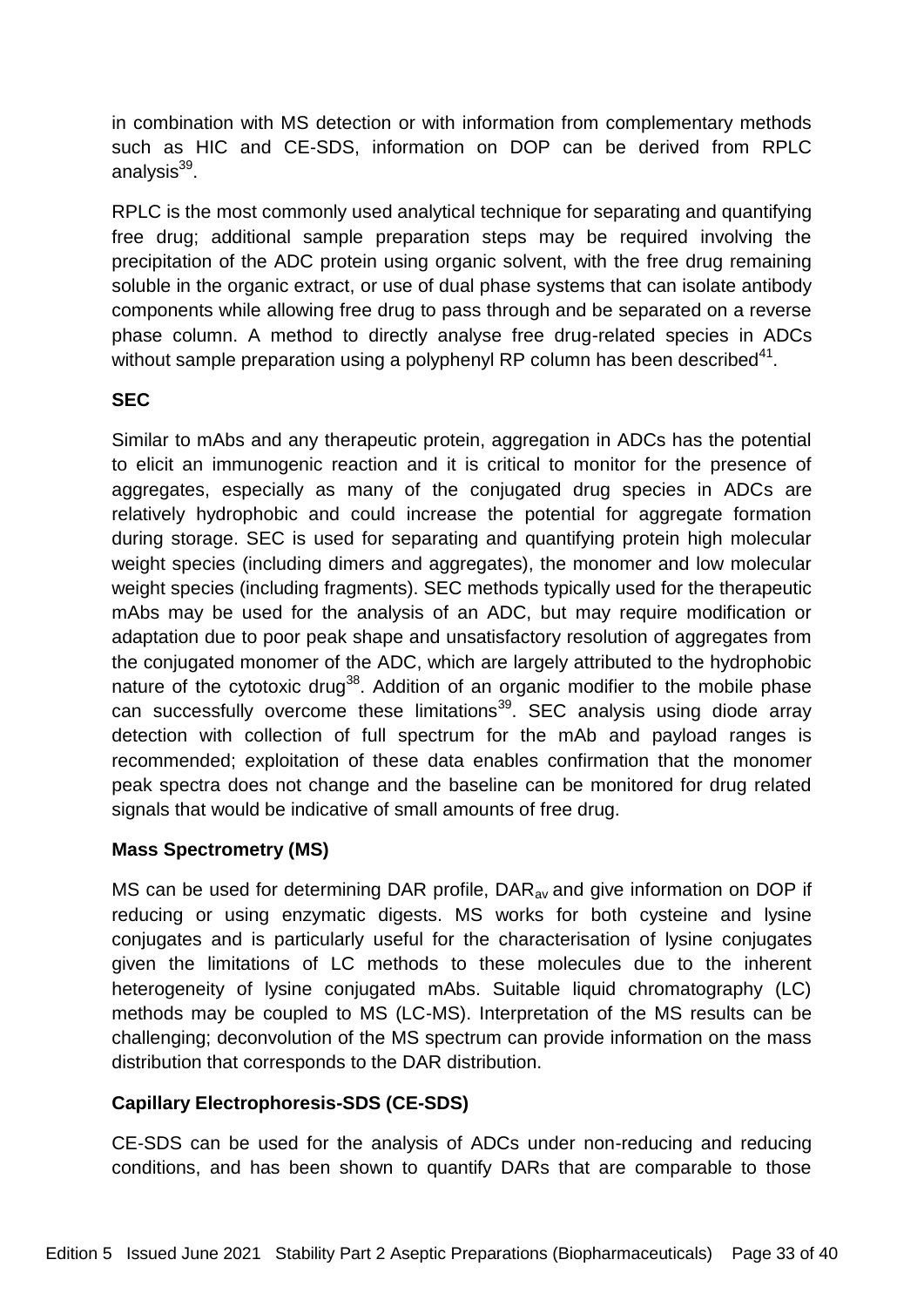in combination with MS detection or with information from complementary methods such as HIC and CE-SDS, information on DOP can be derived from RPLC analysis[39].

RPLC is the most commonly used analytical technique for separating and quantifying free drug; additional sample preparation steps may be required involving the precipitation of the ADC protein using organic solvent, with the free drug remaining soluble in the organic extract, or use of dual phase systems that can isolate antibody components while allowing free drug to pass through and be separated on a reverse phase column. A method to directly analyse free drug-related species in ADCs without sample preparation using a polyphenyl RP column has been described[41].

**SEC**

Similar to mAbs and any therapeutic protein, aggregation in ADCs has the potential to elicit an immunogenic reaction and it is critical to monitor for the presence of aggregates, especially as many of the conjugated drug species in ADCs are relatively hydrophobic and could increase the potential for aggregate formation during storage. SEC is used for separating and quantifying protein high molecular weight species (including dimers and aggregates), the monomer and low molecular weight species (including fragments). SEC methods typically used for the therapeutic mAbs may be used for the analysis of an ADC, but may require modification or adaptation due to poor peak shape and unsatisfactory resolution of aggregates from the conjugated monomer of the ADC, which are largely attributed to the hydrophobic nature of the cytotoxic drug[38]. Addition of an organic modifier to the mobile phase can successfully overcome these limitations[39]. SEC analysis using diode array detection with collection of full spectrum for the mAb and payload ranges is recommended; exploitation of these data enables confirmation that the monomer peak spectra does not change and the baseline can be monitored for drug related signals that would be indicative of small amounts of free drug.

**Mass Spectrometry (MS)**

MS can be used for determining DAR profile, $DAR_{av}$ and give information on DOP if reducing or using enzymatic digests. MS works for both cysteine and lysine conjugates and is particularly useful for the characterisation of lysine conjugates given the limitations of LC methods to these molecules due to the inherent heterogeneity of lysine conjugated mAbs. Suitable liquid chromatography (LC) methods may be coupled to MS (LC-MS). Interpretation of the MS results can be challenging; deconvolution of the MS spectrum can provide information on the mass distribution that corresponds to the DAR distribution.

**Capillary Electrophoresis-SDS (CE-SDS)**

CE-SDS can be used for the analysis of ADCs under non-reducing and reducing conditions, and has been shown to quantify DARs that are comparable to those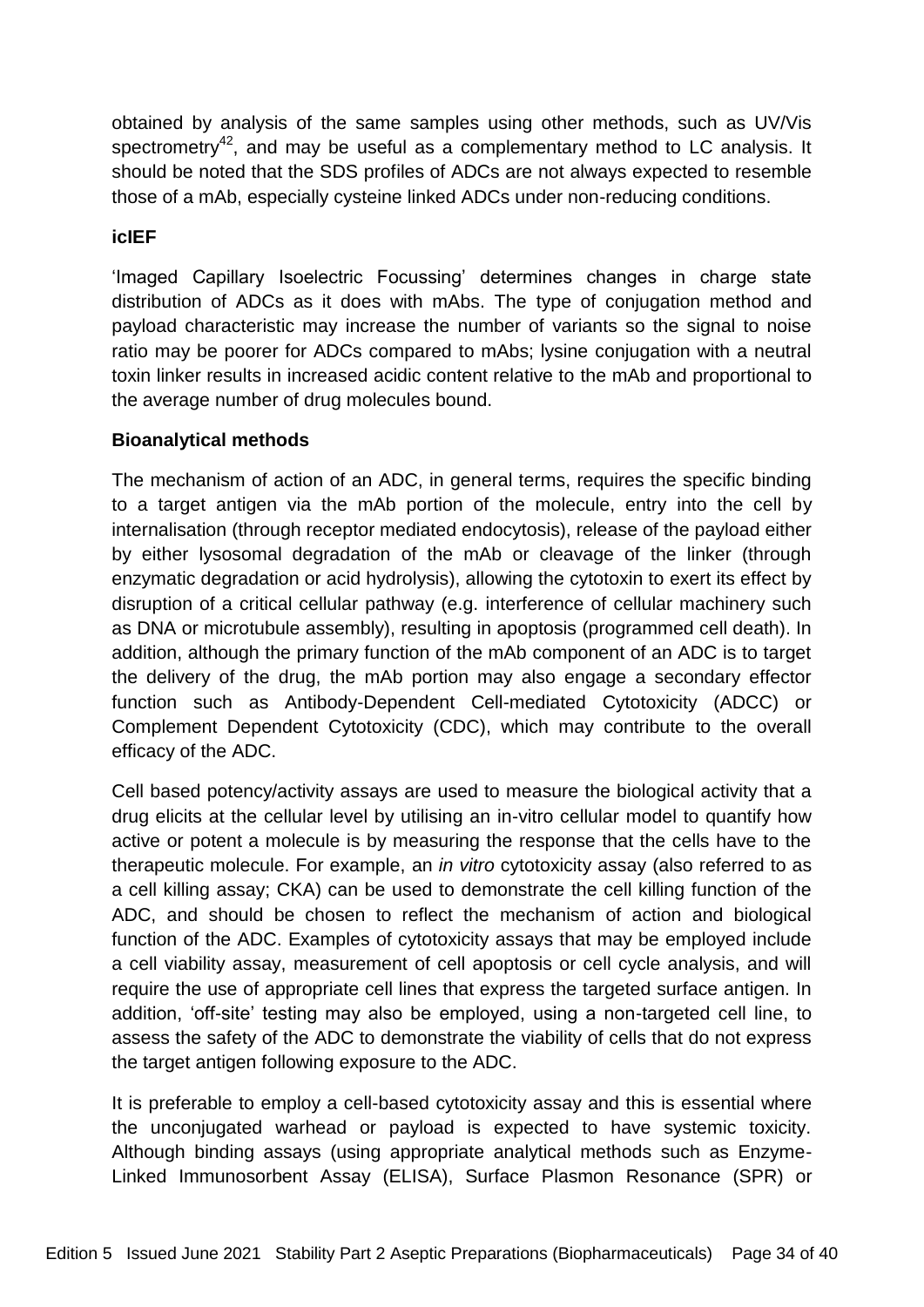obtained by analysis of the same samples using other methods, such as UV/Vis spectrometry[42], and may be useful as a complementary method to LC analysis. It should be noted that the SDS profiles of ADCs are not always expected to resemble those of a mAb, especially cysteine linked ADCs under non-reducing conditions.

**icIEF**

'Imaged Capillary Isoelectric Focussing' determines changes in charge state distribution of ADCs as it does with mAbs. The type of conjugation method and payload characteristic may increase the number of variants so the signal to noise ratio may be poorer for ADCs compared to mAbs; lysine conjugation with a neutral toxin linker results in increased acidic content relative to the mAb and proportional to the average number of drug molecules bound.

**Bioanalytical methods**

The mechanism of action of an ADC, in general terms, requires the specific binding to a target antigen via the mAb portion of the molecule, entry into the cell by internalisation (through receptor mediated endocytosis), release of the payload either by either lysosomal degradation of the mAb or cleavage of the linker (through enzymatic degradation or acid hydrolysis), allowing the cytotoxin to exert its effect by disruption of a critical cellular pathway (e.g. interference of cellular machinery such as DNA or microtubule assembly), resulting in apoptosis (programmed cell death). In addition, although the primary function of the mAb component of an ADC is to target the delivery of the drug, the mAb portion may also engage a secondary effector function such as Antibody-Dependent Cell-mediated Cytotoxicity (ADCC) or Complement Dependent Cytotoxicity (CDC), which may contribute to the overall efficacy of the ADC.

Cell based potency/activity assays are used to measure the biological activity that a drug elicits at the cellular level by utilising an in-vitro cellular model to quantify how active or potent a molecule is by measuring the response that the cells have to the therapeutic molecule. For example, an *in vitro* cytotoxicity assay (also referred to as a cell killing assay; CKA) can be used to demonstrate the cell killing function of the ADC, and should be chosen to reflect the mechanism of action and biological function of the ADC. Examples of cytotoxicity assays that may be employed include a cell viability assay, measurement of cell apoptosis or cell cycle analysis, and will require the use of appropriate cell lines that express the targeted surface antigen. In addition, 'off-site' testing may also be employed, using a non-targeted cell line, to assess the safety of the ADC to demonstrate the viability of cells that do not express the target antigen following exposure to the ADC.

It is preferable to employ a cell-based cytotoxicity assay and this is essential where the unconjugated warhead or payload is expected to have systemic toxicity. Although binding assays (using appropriate analytical methods such as Enzyme-Linked Immunosorbent Assay (ELISA), Surface Plasmon Resonance (SPR) or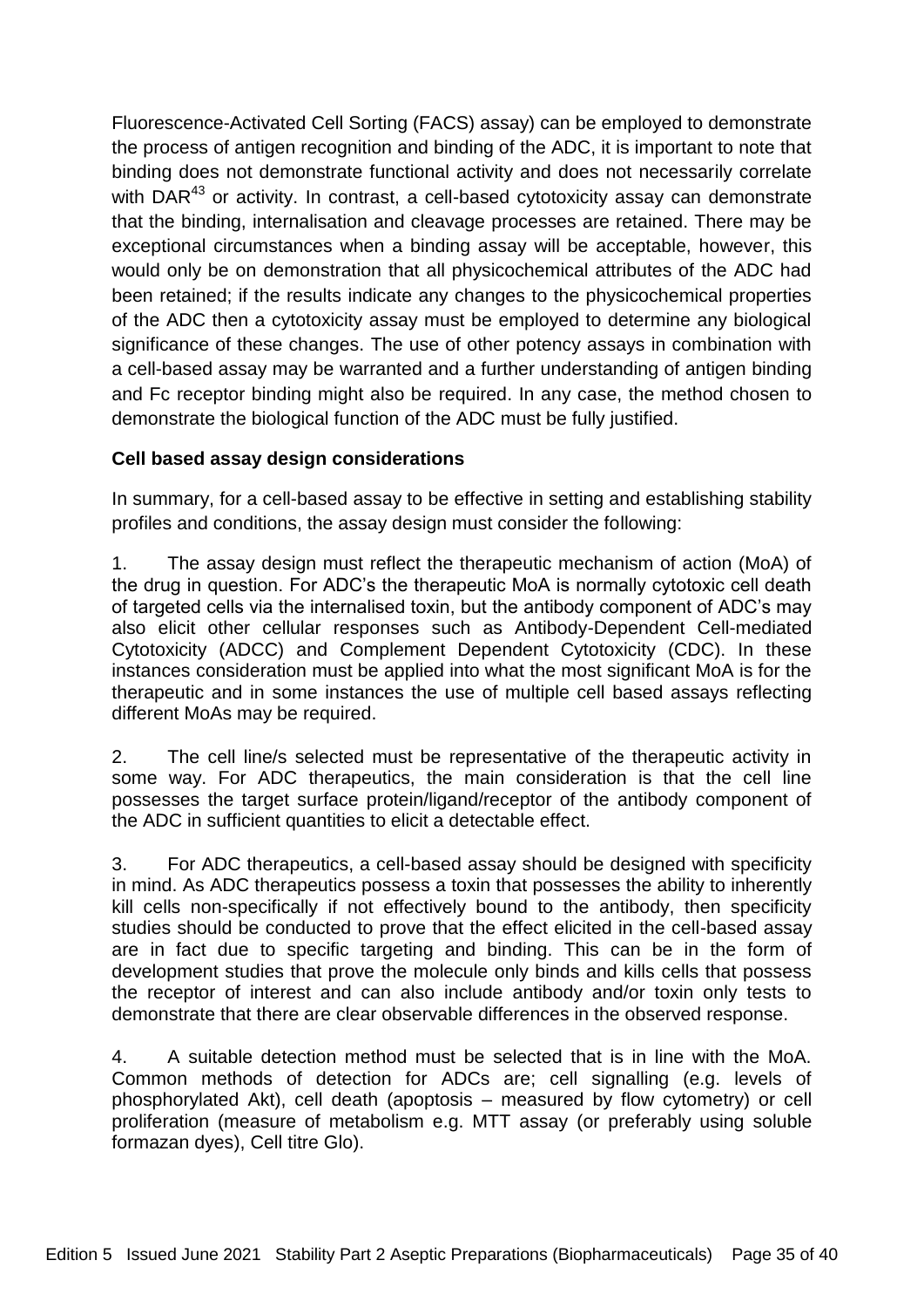Fluorescence-Activated Cell Sorting (FACS) assay) can be employed to demonstrate the process of antigen recognition and binding of the ADC, it is important to note that binding does not demonstrate functional activity and does not necessarily correlate with DAR[43] or activity. In contrast, a cell-based cytotoxicity assay can demonstrate that the binding, internalisation and cleavage processes are retained. There may be exceptional circumstances when a binding assay will be acceptable, however, this would only be on demonstration that all physicochemical attributes of the ADC had been retained; if the results indicate any changes to the physicochemical properties of the ADC then a cytotoxicity assay must be employed to determine any biological significance of these changes. The use of other potency assays in combination with a cell-based assay may be warranted and a further understanding of antigen binding and Fc receptor binding might also be required. In any case, the method chosen to demonstrate the biological function of the ADC must be fully justified.

**Cell based assay design considerations**

In summary, for a cell-based assay to be effective in setting and establishing stability profiles and conditions, the assay design must consider the following:

1. The assay design must reflect the therapeutic mechanism of action (MoA) of the drug in question. For ADC's the therapeutic MoA is normally cytotoxic cell death of targeted cells via the internalised toxin, but the antibody component of ADC's may also elicit other cellular responses such as Antibody-Dependent Cell-mediated Cytotoxicity (ADCC) and Complement Dependent Cytotoxicity (CDC). In these instances consideration must be applied into what the most significant MoA is for the therapeutic and in some instances the use of multiple cell based assays reflecting different MoAs may be required.

2. The cell line/s selected must be representative of the therapeutic activity in some way. For ADC therapeutics, the main consideration is that the cell line possesses the target surface protein/ligand/receptor of the antibody component of the ADC in sufficient quantities to elicit a detectable effect.

3. For ADC therapeutics, a cell-based assay should be designed with specificity in mind. As ADC therapeutics possess a toxin that possesses the ability to inherently kill cells non-specifically if not effectively bound to the antibody, then specificity studies should be conducted to prove that the effect elicited in the cell-based assay are in fact due to specific targeting and binding. This can be in the form of development studies that prove the molecule only binds and kills cells that possess the receptor of interest and can also include antibody and/or toxin only tests to demonstrate that there are clear observable differences in the observed response.

4. A suitable detection method must be selected that is in line with the MoA. Common methods of detection for ADCs are; cell signalling (e.g. levels of phosphorylated Akt), cell death (apoptosis – measured by flow cytometry) or cell proliferation (measure of metabolism e.g. MTT assay (or preferably using soluble formazan dyes), Cell titre Glo).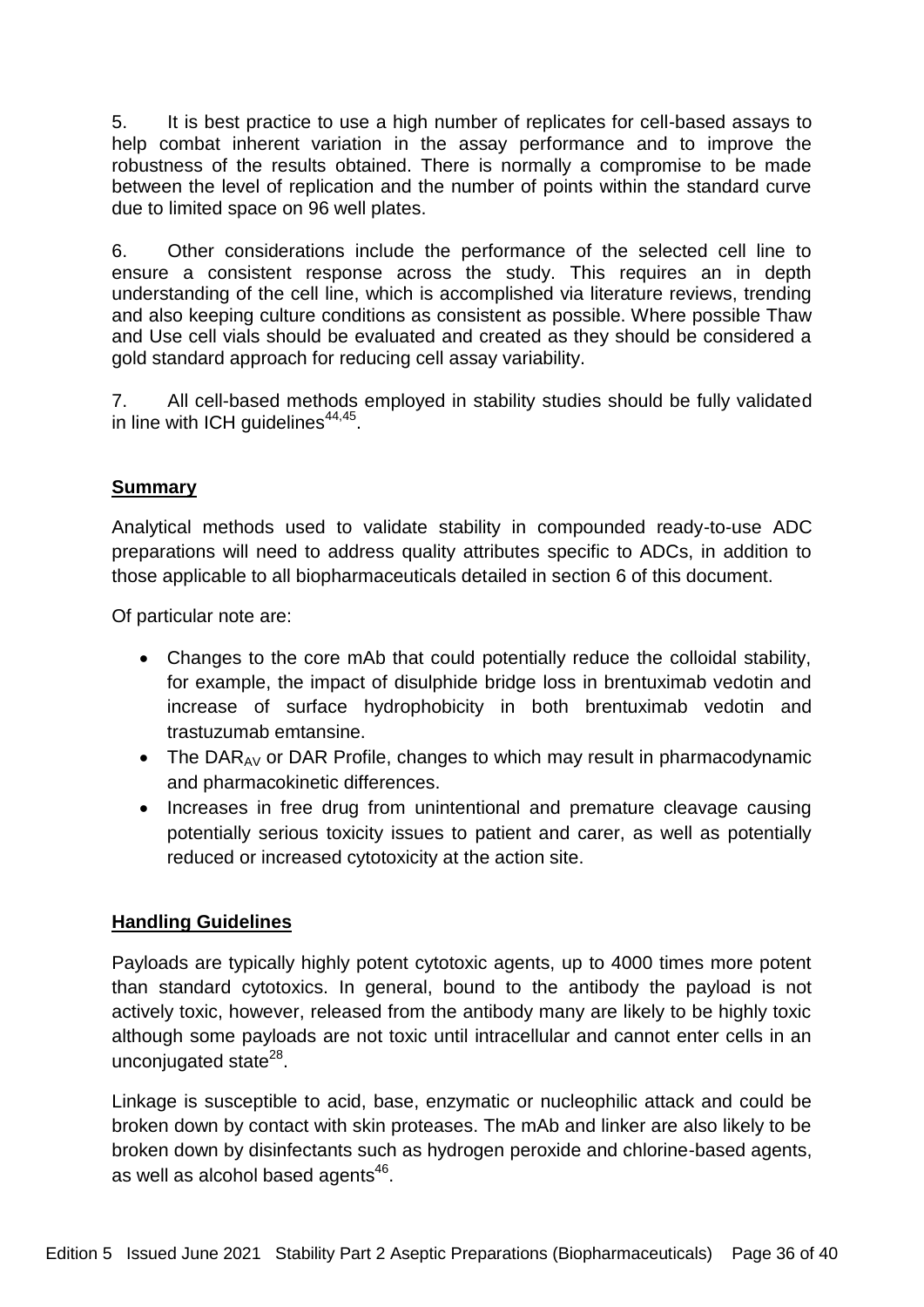5. It is best practice to use a high number of replicates for cell-based assays to help combat inherent variation in the assay performance and to improve the robustness of the results obtained. There is normally a compromise to be made between the level of replication and the number of points within the standard curve due to limited space on 96 well plates.

6. Other considerations include the performance of the selected cell line to ensure a consistent response across the study. This requires an in depth understanding of the cell line, which is accomplished via literature reviews, trending and also keeping culture conditions as consistent as possible. Where possible Thaw and Use cell vials should be evaluated and created as they should be considered a gold standard approach for reducing cell assay variability.

7. All cell-based methods employed in stability studies should be fully validated in line with ICH guidelines[44,45].

## Summary

Analytical methods used to validate stability in compounded ready-to-use ADC preparations will need to address quality attributes specific to ADCs, in addition to those applicable to all biopharmaceuticals detailed in section 6 of this document.

Of particular note are:

- Changes to the core mAb that could potentially reduce the colloidal stability, for example, the impact of disulphide bridge loss in brentuximab vedotin and increase of surface hydrophobicity in both brentuximab vedotin and trastuzumab emtansine.
- The $DAR_{AV}$ or DAR Profile, changes to which may result in pharmacodynamic and pharmacokinetic differences.
- Increases in free drug from unintentional and premature cleavage causing potentially serious toxicity issues to patient and carer, as well as potentially reduced or increased cytotoxicity at the action site.

## Handling Guidelines

Payloads are typically highly potent cytotoxic agents, up to 4000 times more potent than standard cytotoxics. In general, bound to the antibody the payload is not actively toxic, however, released from the antibody many are likely to be highly toxic although some payloads are not toxic until intracellular and cannot enter cells in an unconjugated state[28].

Linkage is susceptible to acid, base, enzymatic or nucleophilic attack and could be broken down by contact with skin proteases. The mAb and linker are also likely to be broken down by disinfectants such as hydrogen peroxide and chlorine-based agents, as well as alcohol based agents[46].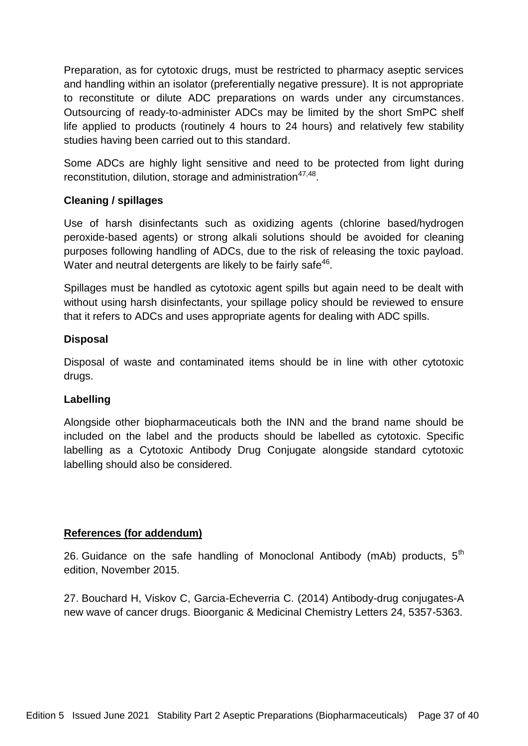Preparation, as for cytotoxic drugs, must be restricted to pharmacy aseptic services and handling within an isolator (preferentially negative pressure). It is not appropriate to reconstitute or dilute ADC preparations on wards under any circumstances. Outsourcing of ready-to-administer ADCs may be limited by the short SmPC shelf life applied to products (routinely 4 hours to 24 hours) and relatively few stability studies having been carried out to this standard.

Some ADCs are highly light sensitive and need to be protected from light during reconstitution, dilution, storage and administration[47,48].

**Cleaning / spillages**

Use of harsh disinfectants such as oxidizing agents (chlorine based/hydrogen peroxide-based agents) or strong alkali solutions should be avoided for cleaning purposes following handling of ADCs, due to the risk of releasing the toxic payload. Water and neutral detergents are likely to be fairly safe[46].

Spillages must be handled as cytotoxic agent spills but again need to be dealt with without using harsh disinfectants, your spillage policy should be reviewed to ensure that it refers to ADCs and uses appropriate agents for dealing with ADC spills.

**Disposal**

Disposal of waste and contaminated items should be in line with other cytotoxic drugs.

**Labelling**

Alongside other biopharmaceuticals both the INN and the brand name should be included on the label and the products should be labelled as cytotoxic. Specific labelling as a Cytotoxic Antibody Drug Conjugate alongside standard cytotoxic labelling should also be considered.

**References (for addendum)**

26. Guidance on the safe handling of Monoclonal Antibody (mAb) products, 5th edition, November 2015.

27. Bouchard H, Viskov C, Garcia-Echeverria C. (2014) Antibody-drug conjugates-A new wave of cancer drugs. Bioorganic & Medicinal Chemistry Letters 24, 5357-5363.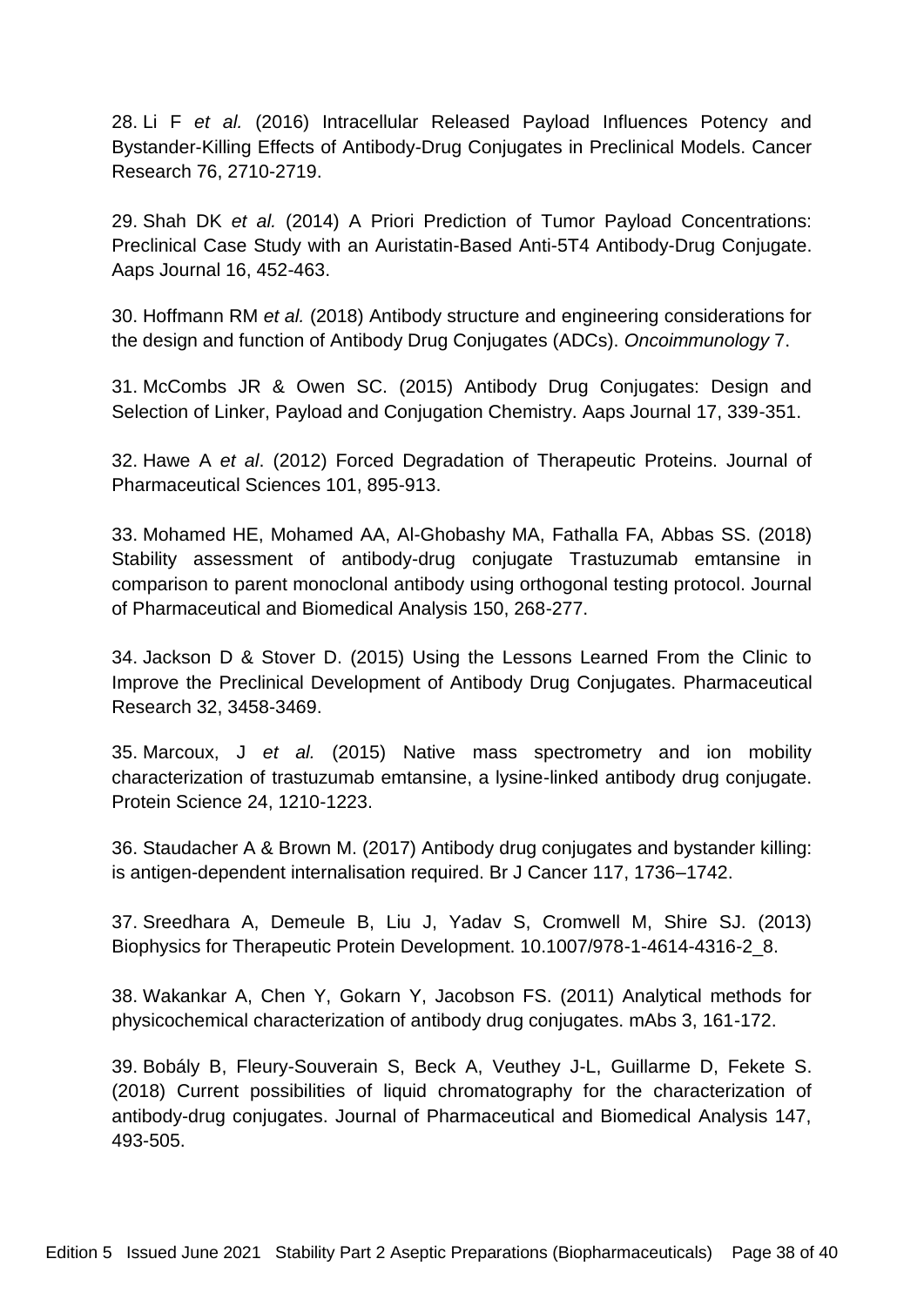28. Li F *et al.* (2016) Intracellular Released Payload Influences Potency and Bystander-Killing Effects of Antibody-Drug Conjugates in Preclinical Models. Cancer Research 76, 2710-2719.

29. Shah DK *et al.* (2014) A Priori Prediction of Tumor Payload Concentrations: Preclinical Case Study with an Auristatin-Based Anti-5T4 Antibody-Drug Conjugate. Aaps Journal 16, 452-463.

30. Hoffmann RM *et al.* (2018) Antibody structure and engineering considerations for the design and function of Antibody Drug Conjugates (ADCs). *Oncoimmunology* 7.

31. McCombs JR & Owen SC. (2015) Antibody Drug Conjugates: Design and Selection of Linker, Payload and Conjugation Chemistry. Aaps Journal 17, 339-351.

32. Hawe A *et al*. (2012) Forced Degradation of Therapeutic Proteins. Journal of Pharmaceutical Sciences 101, 895-913.

33. Mohamed HE, Mohamed AA, Al-Ghobashy MA, Fathalla FA, Abbas SS. (2018) Stability assessment of antibody-drug conjugate Trastuzumab emtansine in comparison to parent monoclonal antibody using orthogonal testing protocol. Journal of Pharmaceutical and Biomedical Analysis 150, 268-277.

34. Jackson D & Stover D. (2015) Using the Lessons Learned From the Clinic to Improve the Preclinical Development of Antibody Drug Conjugates. Pharmaceutical Research 32, 3458-3469.

35. Marcoux, J *et al.* (2015) Native mass spectrometry and ion mobility characterization of trastuzumab emtansine, a lysine-linked antibody drug conjugate. Protein Science 24, 1210-1223.

36. Staudacher A & Brown M. (2017) Antibody drug conjugates and bystander killing: is antigen-dependent internalisation required. Br J Cancer 117, 1736–1742.

37. Sreedhara A, Demeule B, Liu J, Yadav S, Cromwell M, Shire SJ. (2013) Biophysics for Therapeutic Protein Development. 10.1007/978-1-4614-4316-2_8.

38. Wakankar A, Chen Y, Gokarn Y, Jacobson FS. (2011) Analytical methods for physicochemical characterization of antibody drug conjugates. mAbs 3, 161-172.

39. Bobály B, Fleury-Souverain S, Beck A, Veuthey J-L, Guillarme D, Fekete S. (2018) Current possibilities of liquid chromatography for the characterization of antibody-drug conjugates. Journal of Pharmaceutical and Biomedical Analysis 147, 493-505.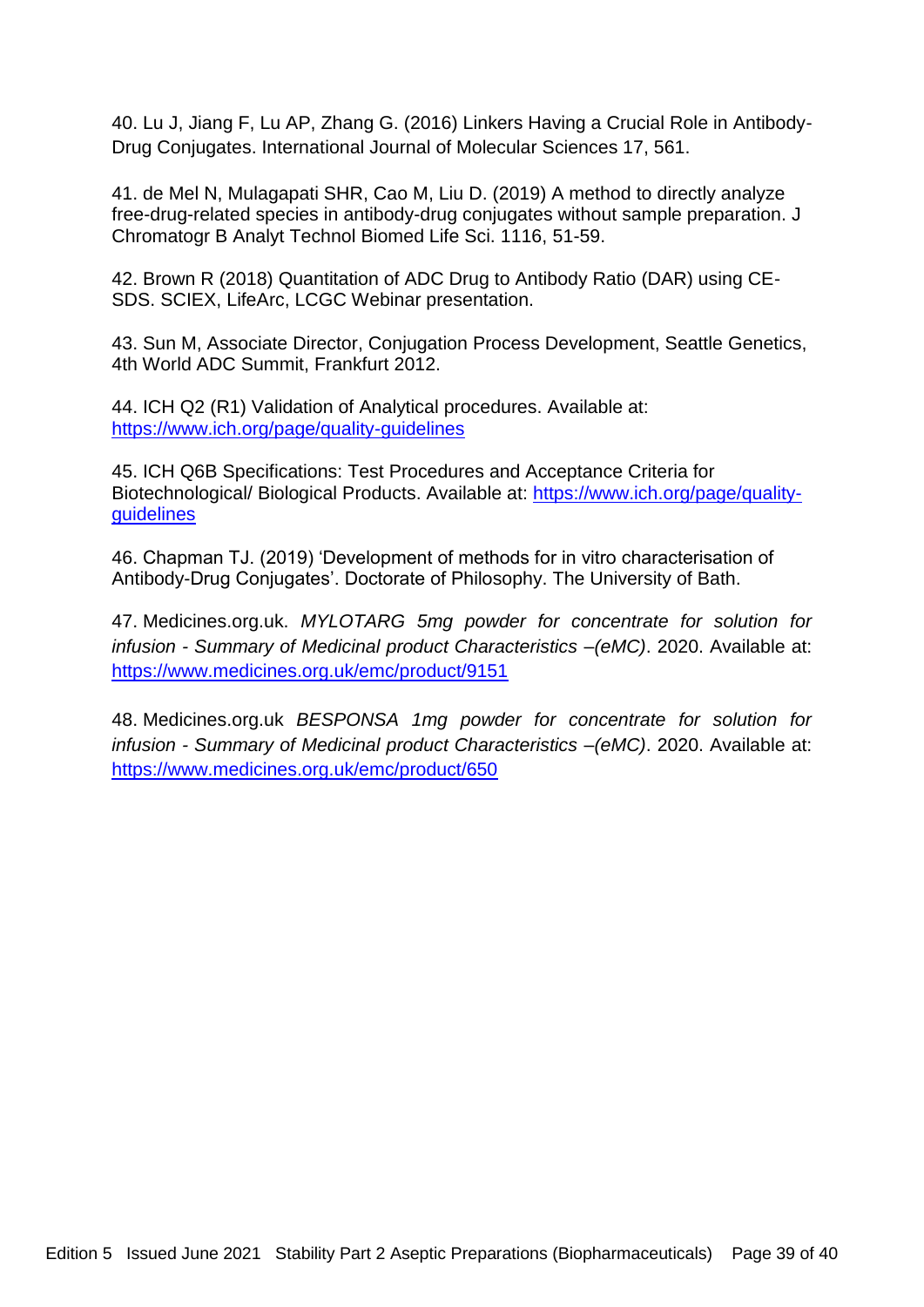40. Lu J, Jiang F, Lu AP, Zhang G. (2016) Linkers Having a Crucial Role in Antibody-Drug Conjugates. International Journal of Molecular Sciences 17, 561.

41. de Mel N, Mulagapati SHR, Cao M, Liu D. (2019) A method to directly analyze free-drug-related species in antibody-drug conjugates without sample preparation. J Chromatogr B Analyt Technol Biomed Life Sci. 1116, 51-59.

42. Brown R (2018) Quantitation of ADC Drug to Antibody Ratio (DAR) using CE-SDS. SCIEX, LifeArc, LCGC Webinar presentation.

43. Sun M, Associate Director, Conjugation Process Development, Seattle Genetics, 4th World ADC Summit, Frankfurt 2012.

44. ICH Q2 (R1) Validation of Analytical procedures. Available at: https://www.ich.org/page/quality-guidelines

45. ICH Q6B Specifications: Test Procedures and Acceptance Criteria for Biotechnological/ Biological Products. Available at: https://www.ich.org/page/quality-guidelines

46. Chapman TJ. (2019) 'Development of methods for in vitro characterisation of Antibody-Drug Conjugates'. Doctorate of Philosophy. The University of Bath.

47. Medicines.org.uk. *MYLOTARG 5mg powder for concentrate for solution for infusion - Summary of Medicinal product Characteristics –(eMC)*. 2020. Available at: https://www.medicines.org.uk/emc/product/9151

48. Medicines.org.uk *BESPONSA 1mg powder for concentrate for solution for infusion - Summary of Medicinal product Characteristics –(eMC)*. 2020. Available at: https://www.medicines.org.uk/emc/product/650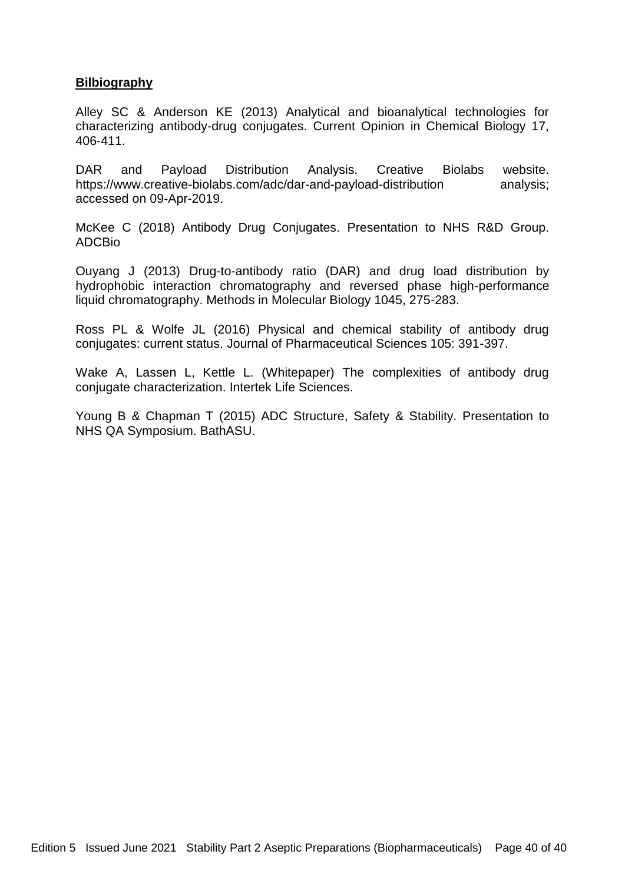## **Bilbiography**

Alley SC & Anderson KE (2013) Analytical and bioanalytical technologies for characterizing antibody-drug conjugates. Current Opinion in Chemical Biology 17, 406-411.

DAR and Payload Distribution Analysis. Creative Biolabs website. https://www.creative-biolabs.com/adc/dar-and-payload-distribution analysis; accessed on 09-Apr-2019.

McKee C (2018) Antibody Drug Conjugates. Presentation to NHS R&D Group. ADCBio

Ouyang J (2013) Drug-to-antibody ratio (DAR) and drug load distribution by hydrophobic interaction chromatography and reversed phase high-performance liquid chromatography. Methods in Molecular Biology 1045, 275-283.

Ross PL & Wolfe JL (2016) Physical and chemical stability of antibody drug conjugates: current status. Journal of Pharmaceutical Sciences 105: 391-397.

Wake A, Lassen L, Kettle L. (Whitepaper) The complexities of antibody drug conjugate characterization. Intertek Life Sciences.

Young B & Chapman T (2015) ADC Structure, Safety & Stability. Presentation to NHS QA Symposium. BathASU.